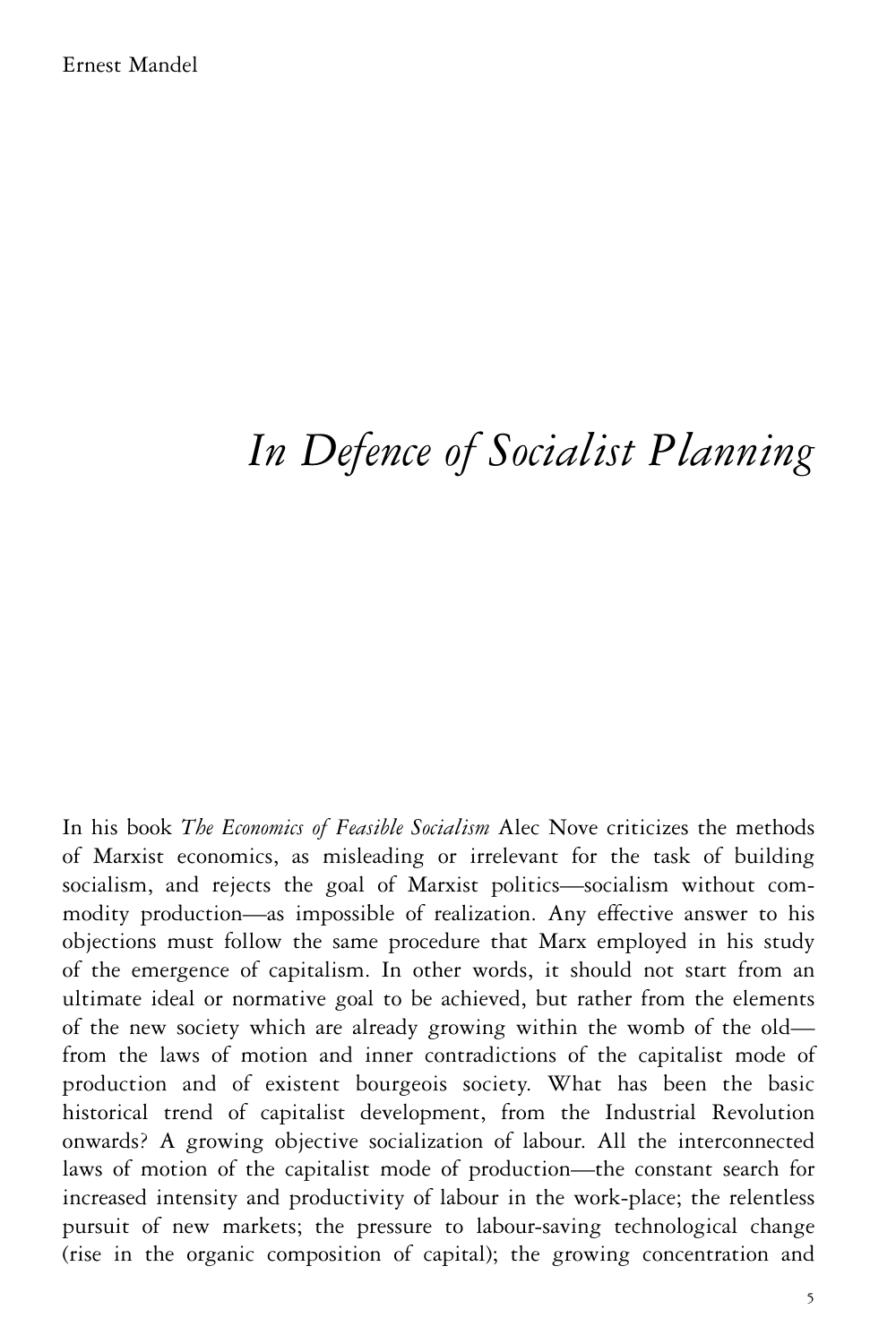Ernest Mandel

# *In Defence of Socialist Planning*

In his book *The Economics of Feasible Socialism* Alec Nove criticizes the methods of Marxist economics, as misleading or irrelevant for the task of building socialism, and rejects the goal of Marxist politics—socialism without commodity production—as impossible of realization. Any effective answer to his objections must follow the same procedure that Marx employed in his study of the emergence of capitalism. In other words, it should not start from an ultimate ideal or normative goal to be achieved, but rather from the elements of the new society which are already growing within the womb of the old—from the laws of motion and inner contradictions of the capitalist mode of production and of existent bourgeois society. What has been the basic historical trend of capitalist development, from the Industrial Revolution onwards? A growing objective socialization of labour. All the interconnected laws of motion of the capitalist mode of production—the constant search for increased intensity and productivity of labour in the work-place; the relentless pursuit of new markets; the pressure to labour-saving technological change (rise in the organic composition of capital); the growing concentration and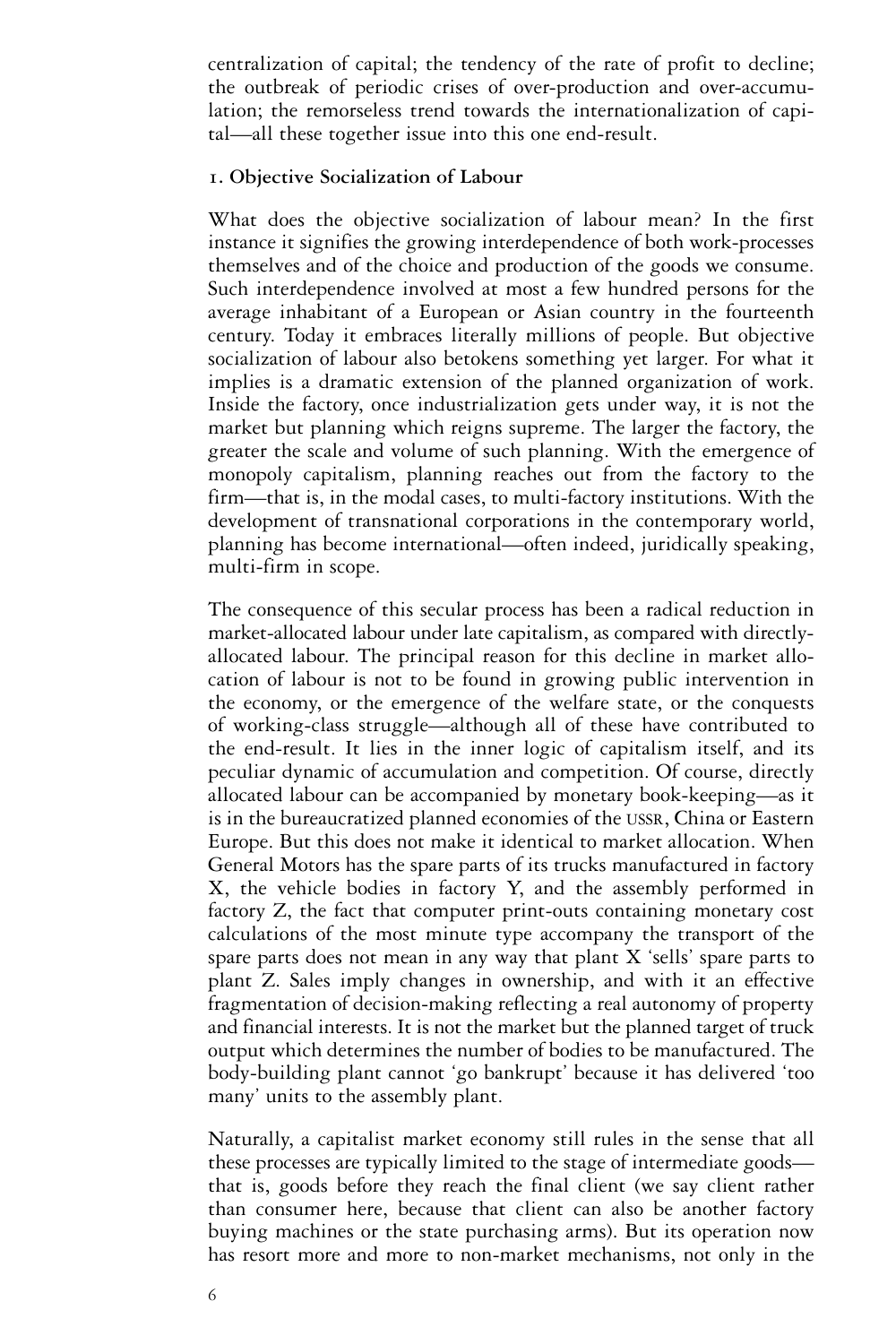centralization of capital; the tendency of the rate of profit to decline; the outbreak of periodic crises of over-production and over-accumulation; the remorseless trend towards the internationalization of capital—all these together issue into this one end-result.

### 1. Objective Socialization of Labour

What does the objective socialization of labour mean? In the first instance it signifies the growing interdependence of both work-processes themselves and of the choice and production of the goods we consume. Such interdependence involved at most a few hundred persons for the average inhabitant of a European or Asian country in the fourteenth century. Today it embraces literally millions of people. But objective socialization of labour also betokens something yet larger. For what it implies is a dramatic extension of the planned organization of work. Inside the factory, once industrialization gets under way, it is not the market but planning which reigns supreme. The larger the factory, the greater the scale and volume of such planning. With the emergence of monopoly capitalism, planning reaches out from the factory to the firm—that is, in the modal cases, to multi-factory institutions. With the development of transnational corporations in the contemporary world, planning has become international—often indeed, juridically speaking, multi-firm in scope.

The consequence of this secular process has been a radical reduction in market-allocated labour under late capitalism, as compared with directly-allocated labour. The principal reason for this decline in market allocation of labour is not to be found in growing public intervention in the economy, or the emergence of the welfare state, or the conquests of working-class struggle—although all of these have contributed to the end-result. It lies in the inner logic of capitalism itself, and its peculiar dynamic of accumulation and competition. Of course, directly allocated labour can be accompanied by monetary book-keeping—as it is in the bureaucratized planned economies of the USSR, China or Eastern Europe. But this does not make it identical to market allocation. When General Motors has the spare parts of its trucks manufactured in factory X, the vehicle bodies in factory Y, and the assembly performed in factory Z, the fact that computer print-outs containing monetary cost calculations of the most minute type accompany the transport of the spare parts does not mean in any way that plant X 'sells' spare parts to plant Z. Sales imply changes in ownership, and with it an effective fragmentation of decision-making reflecting a real autonomy of property and financial interests. It is not the market but the planned target of truck output which determines the number of bodies to be manufactured. The body-building plant cannot 'go bankrupt' because it has delivered 'too many' units to the assembly plant.

Naturally, a capitalist market economy still rules in the sense that all these processes are typically limited to the stage of intermediate goods—that is, goods before they reach the final client (we say client rather than consumer here, because that client can also be another factory buying machines or the state purchasing arms). But its operation now has resort more and more to non-market mechanisms, not only in the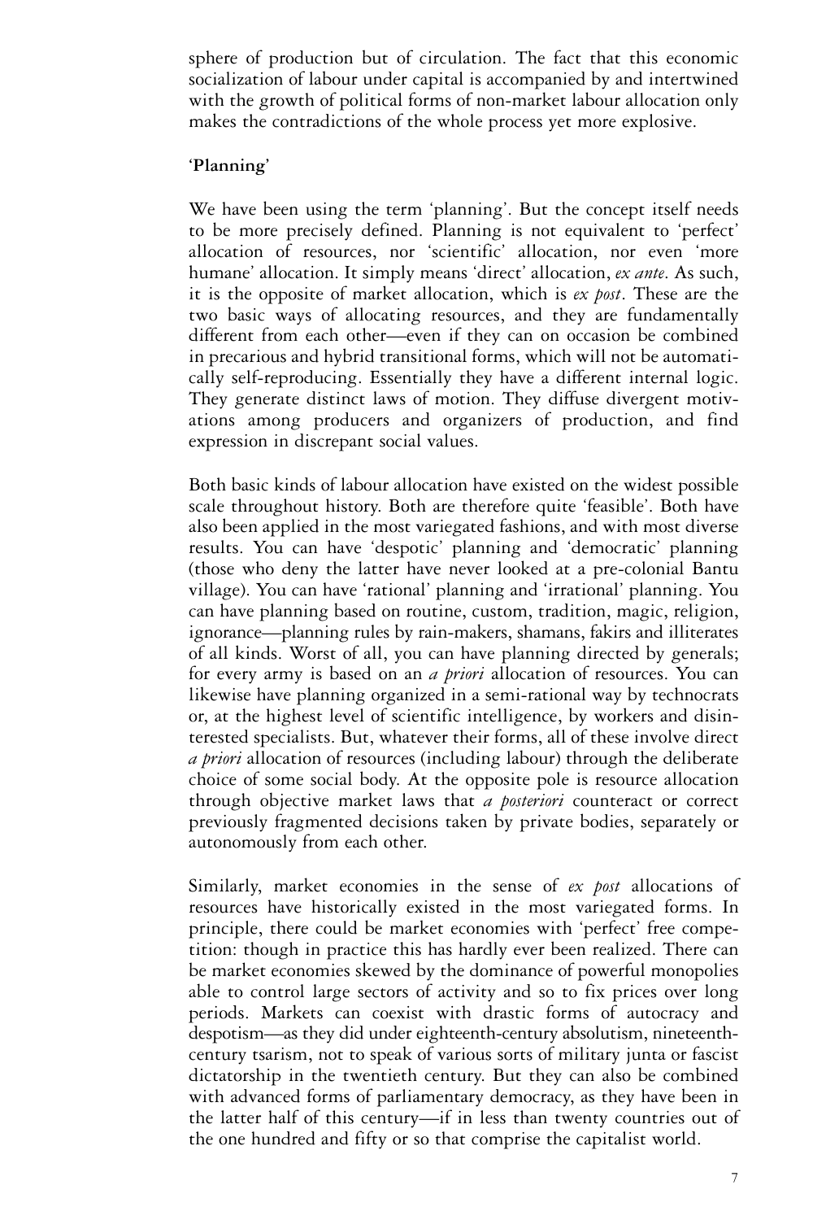sphere of production but of circulation. The fact that this economic socialization of labour under capital is accompanied by and intertwined with the growth of political forms of non-market labour allocation only makes the contradictions of the whole process yet more explosive.

### 'Planning'

We have been using the term 'planning'. But the concept itself needs to be more precisely defined. Planning is not equivalent to 'perfect' allocation of resources, nor 'scientific' allocation, nor even 'more humane' allocation. It simply means 'direct' allocation, *ex ante*. As such, it is the opposite of market allocation, which is *ex post*. These are the two basic ways of allocating resources, and they are fundamentally different from each other—even if they can on occasion be combined in precarious and hybrid transitional forms, which will not be automatically self-reproducing. Essentially they have a different internal logic. They generate distinct laws of motion. They diffuse divergent motivations among producers and organizers of production, and find expression in discrepant social values.

Both basic kinds of labour allocation have existed on the widest possible scale throughout history. Both are therefore quite 'feasible'. Both have also been applied in the most variegated fashions, and with most diverse results. You can have 'despotic' planning and 'democratic' planning (those who deny the latter have never looked at a pre-colonial Bantu village). You can have 'rational' planning and 'irrational' planning. You can have planning based on routine, custom, tradition, magic, religion, ignorance—planning rules by rain-makers, shamans, fakirs and illiterates of all kinds. Worst of all, you can have planning directed by generals; for every army is based on an *a priori* allocation of resources. You can likewise have planning organized in a semi-rational way by technocrats or, at the highest level of scientific intelligence, by workers and disinterested specialists. But, whatever their forms, all of these involve direct *a priori* allocation of resources (including labour) through the deliberate choice of some social body. At the opposite pole is resource allocation through objective market laws that *a posteriori* counteract or correct previously fragmented decisions taken by private bodies, separately or autonomously from each other.

Similarly, market economies in the sense of *ex post* allocations of resources have historically existed in the most variegated forms. In principle, there could be market economies with 'perfect' free competition: though in practice this has hardly ever been realized. There can be market economies skewed by the dominance of powerful monopolies able to control large sectors of activity and so to fix prices over long periods. Markets can coexist with drastic forms of autocracy and despotism—as they did under eighteenth-century absolutism, nineteenth-century tsarism, not to speak of various sorts of military junta or fascist dictatorship in the twentieth century. But they can also be combined with advanced forms of parliamentary democracy, as they have been in the latter half of this century—if in less than twenty countries out of the one hundred and fifty or so that comprise the capitalist world.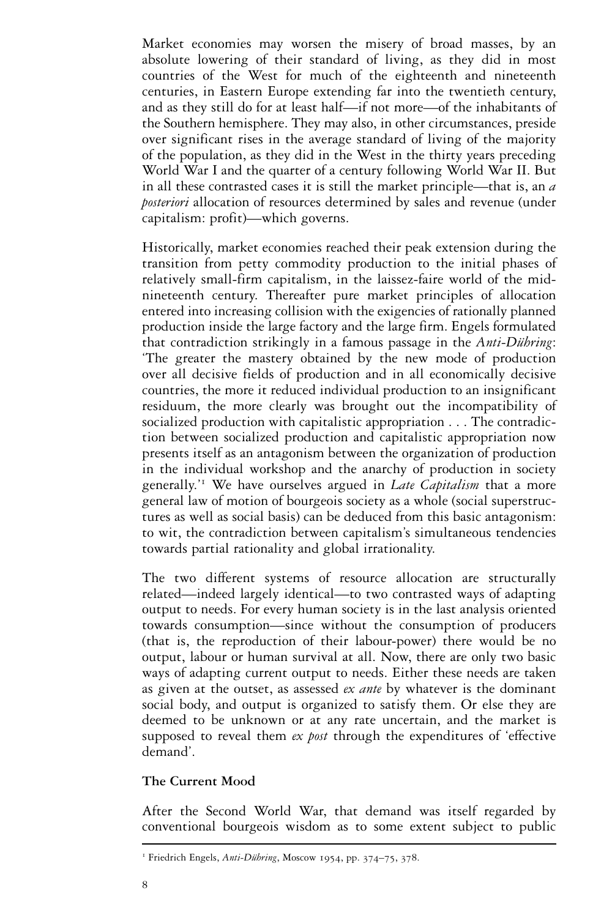Market economies may worsen the misery of broad masses, by an absolute lowering of their standard of living, as they did in most countries of the West for much of the eighteenth and nineteenth centuries, in Eastern Europe extending far into the twentieth century, and as they still do for at least half—if not more—of the inhabitants of the Southern hemisphere. They may also, in other circumstances, preside over significant rises in the average standard of living of the majority of the population, as they did in the West in the thirty years preceding World War I and the quarter of a century following World War II. But in all these contrasted cases it is still the market principle—that is, an *a posteriori* allocation of resources determined by sales and revenue (under capitalism: profit)—which governs.

Historically, market economies reached their peak extension during the transition from petty commodity production to the initial phases of relatively small-firm capitalism, in the laissez-faire world of the mid-nineteenth century. Thereafter pure market principles of allocation entered into increasing collision with the exigencies of rationally planned production inside the large factory and the large firm. Engels formulated that contradiction strikingly in a famous passage in the *Anti-Dühring*: 'The greater the mastery obtained by the new mode of production over all decisive fields of production and in all economically decisive countries, the more it reduced individual production to an insignificant residuum, the more clearly was brought out the incompatibility of socialized production with capitalistic appropriation . . . The contradiction between socialized production and capitalistic appropriation now presents itself as an antagonism between the organization of production in the individual workshop and the anarchy of production in society generally.'[1] We have ourselves argued in *Late Capitalism* that a more general law of motion of bourgeois society as a whole (social superstructures as well as social basis) can be deduced from this basic antagonism: to wit, the contradiction between capitalism's simultaneous tendencies towards partial rationality and global irrationality.

The two different systems of resource allocation are structurally related—indeed largely identical—to two contrasted ways of adapting output to needs. For every human society is in the last analysis oriented towards consumption—since without the consumption of producers (that is, the reproduction of their labour-power) there would be no output, labour or human survival at all. Now, there are only two basic ways of adapting current output to needs. Either these needs are taken as given at the outset, as assessed *ex ante* by whatever is the dominant social body, and output is organized to satisfy them. Or else they are deemed to be unknown or at any rate uncertain, and the market is supposed to reveal them *ex post* through the expenditures of 'effective demand'.

### The Current Mood

After the Second World War, that demand was itself regarded by conventional bourgeois wisdom as to some extent subject to public

[1] Friedrich Engels, *Anti-Dühring*, Moscow 1954, pp. 374–75, 378.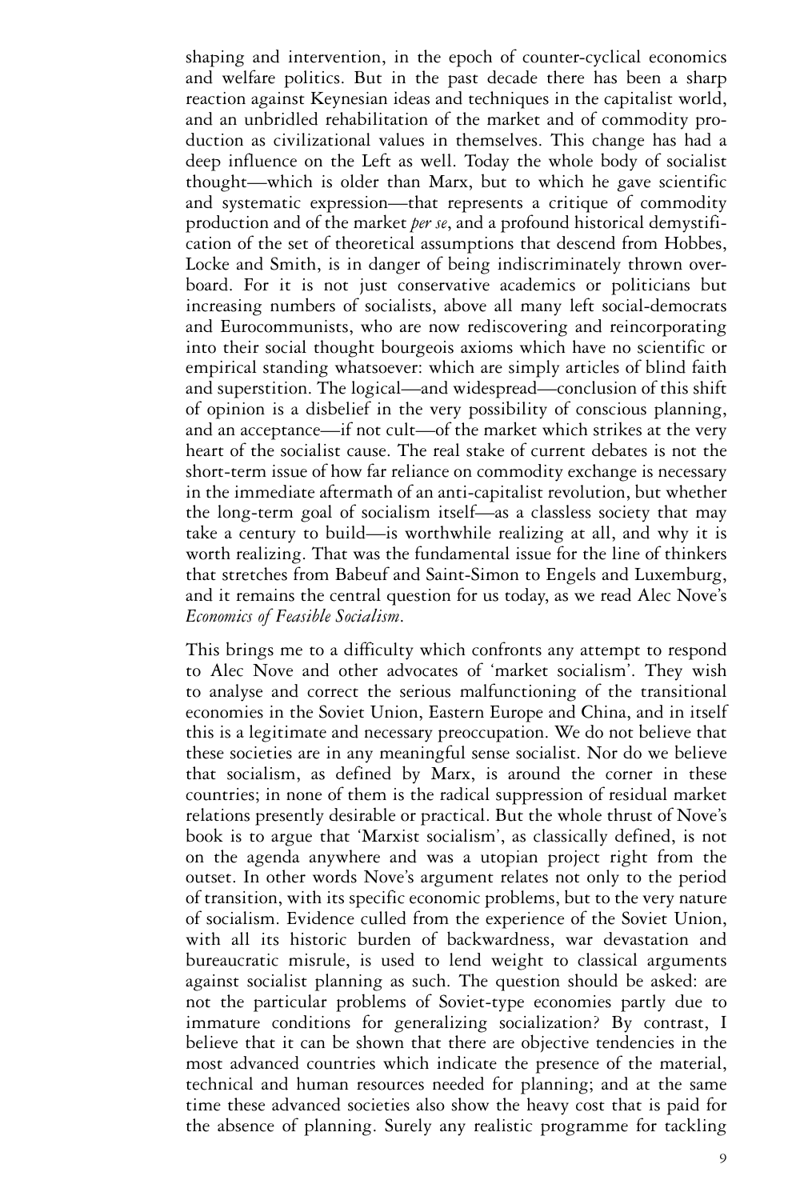shaping and intervention, in the epoch of counter-cyclical economics and welfare politics. But in the past decade there has been a sharp reaction against Keynesian ideas and techniques in the capitalist world, and an unbridled rehabilitation of the market and of commodity production as civilizational values in themselves. This change has had a deep influence on the Left as well. Today the whole body of socialist thought—which is older than Marx, but to which he gave scientific and systematic expression—that represents a critique of commodity production and of the market *per se*, and a profound historical demystification of the set of theoretical assumptions that descend from Hobbes, Locke and Smith, is in danger of being indiscriminately thrown overboard. For it is not just conservative academics or politicians but increasing numbers of socialists, above all many left social-democrats and Eurocommunists, who are now rediscovering and reincorporating into their social thought bourgeois axioms which have no scientific or empirical standing whatsoever: which are simply articles of blind faith and superstition. The logical—and widespread—conclusion of this shift of opinion is a disbelief in the very possibility of conscious planning, and an acceptance—if not cult—of the market which strikes at the very heart of the socialist cause. The real stake of current debates is not the short-term issue of how far reliance on commodity exchange is necessary in the immediate aftermath of an anti-capitalist revolution, but whether the long-term goal of socialism itself—as a classless society that may take a century to build—is worthwhile realizing at all, and why it is worth realizing. That was the fundamental issue for the line of thinkers that stretches from Babeuf and Saint-Simon to Engels and Luxemburg, and it remains the central question for us today, as we read Alec Nove's *Economics of Feasible Socialism*.

This brings me to a difficulty which confronts any attempt to respond to Alec Nove and other advocates of 'market socialism'. They wish to analyse and correct the serious malfunctioning of the transitional economies in the Soviet Union, Eastern Europe and China, and in itself this is a legitimate and necessary preoccupation. We do not believe that these societies are in any meaningful sense socialist. Nor do we believe that socialism, as defined by Marx, is around the corner in these countries; in none of them is the radical suppression of residual market relations presently desirable or practical. But the whole thrust of Nove's book is to argue that 'Marxist socialism', as classically defined, is not on the agenda anywhere and was a utopian project right from the outset. In other words Nove's argument relates not only to the period of transition, with its specific economic problems, but to the very nature of socialism. Evidence culled from the experience of the Soviet Union, with all its historic burden of backwardness, war devastation and bureaucratic misrule, is used to lend weight to classical arguments against socialist planning as such. The question should be asked: are not the particular problems of Soviet-type economies partly due to immature conditions for generalizing socialization? By contrast, I believe that it can be shown that there are objective tendencies in the most advanced countries which indicate the presence of the material, technical and human resources needed for planning; and at the same time these advanced societies also show the heavy cost that is paid for the absence of planning. Surely any realistic programme for tackling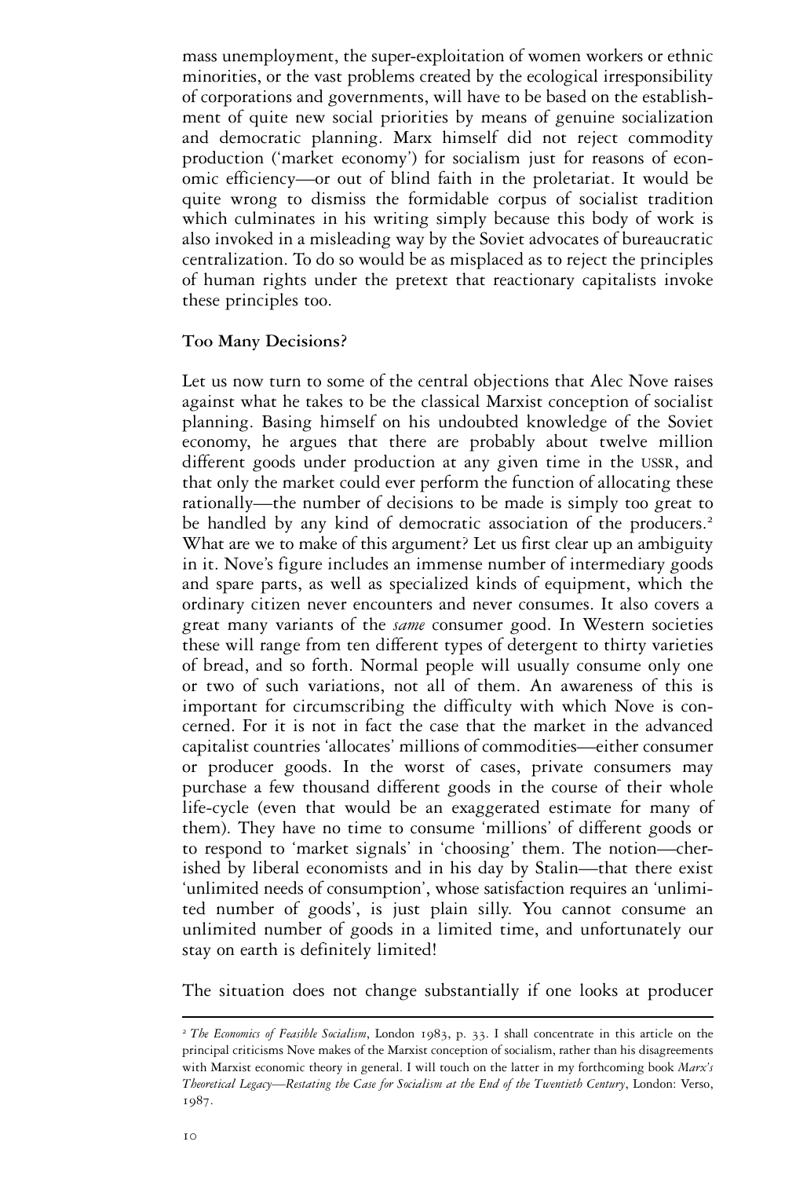mass unemployment, the super-exploitation of women workers or ethnic minorities, or the vast problems created by the ecological irresponsibility of corporations and governments, will have to be based on the establishment of quite new social priorities by means of genuine socialization and democratic planning. Marx himself did not reject commodity production ('market economy') for socialism just for reasons of economic efficiency—or out of blind faith in the proletariat. It would be quite wrong to dismiss the formidable corpus of socialist tradition which culminates in his writing simply because this body of work is also invoked in a misleading way by the Soviet advocates of bureaucratic centralization. To do so would be as misplaced as to reject the principles of human rights under the pretext that reactionary capitalists invoke these principles too.

**Too Many Decisions?**

Let us now turn to some of the central objections that Alec Nove raises against what he takes to be the classical Marxist conception of socialist planning. Basing himself on his undoubted knowledge of the Soviet economy, he argues that there are probably about twelve million different goods under production at any given time in the USSR, and that only the market could ever perform the function of allocating these rationally—the number of decisions to be made is simply too great to be handled by any kind of democratic association of the producers.[2] What are we to make of this argument? Let us first clear up an ambiguity in it. Nove's figure includes an immense number of intermediary goods and spare parts, as well as specialized kinds of equipment, which the ordinary citizen never encounters and never consumes. It also covers a great many variants of the *same* consumer good. In Western societies these will range from ten different types of detergent to thirty varieties of bread, and so forth. Normal people will usually consume only one or two of such variations, not all of them. An awareness of this is important for circumscribing the difficulty with which Nove is concerned. For it is not in fact the case that the market in the advanced capitalist countries 'allocates' millions of commodities—either consumer or producer goods. In the worst of cases, private consumers may purchase a few thousand different goods in the course of their whole life-cycle (even that would be an exaggerated estimate for many of them). They have no time to consume 'millions' of different goods or to respond to 'market signals' in 'choosing' them. The notion—cherished by liberal economists and in his day by Stalin—that there exist 'unlimited needs of consumption', whose satisfaction requires an 'unlimited number of goods', is just plain silly. You cannot consume an unlimited number of goods in a limited time, and unfortunately our stay on earth is definitely limited!

The situation does not change substantially if one looks at producer

---

[2] *The Economics of Feasible Socialism*, London 1983, p. 33. I shall concentrate in this article on the principal criticisms Nove makes of the Marxist conception of socialism, rather than his disagreements with Marxist economic theory in general. I will touch on the latter in my forthcoming book *Marx's Theoretical Legacy—Restating the Case for Socialism at the End of the Twentieth Century*, London: Verso, 1987.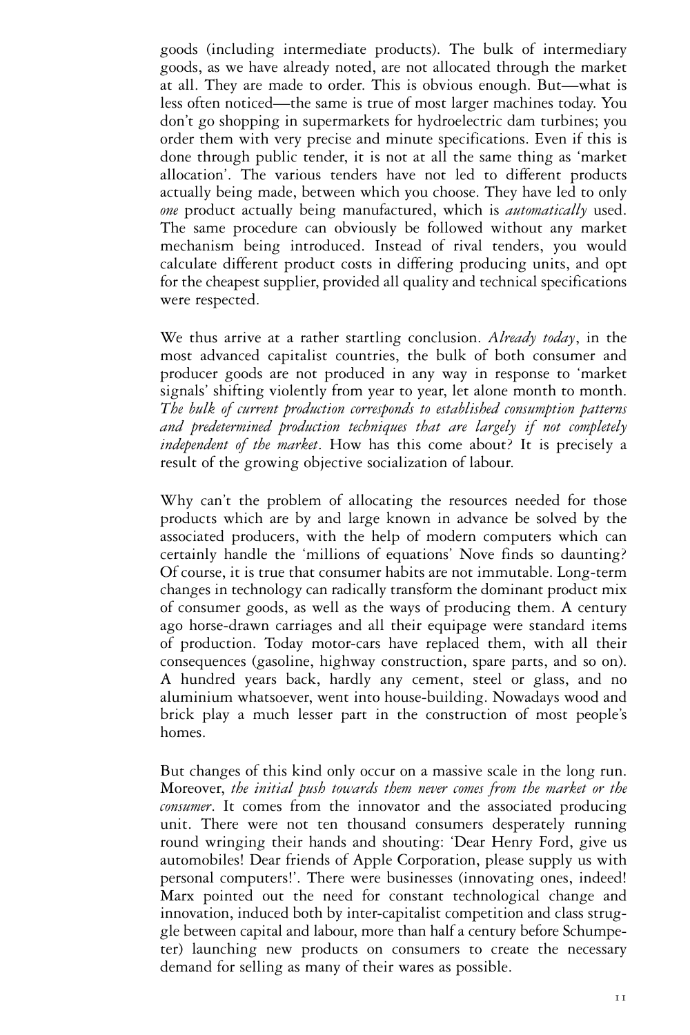goods (including intermediate products). The bulk of intermediary goods, as we have already noted, are not allocated through the market at all. They are made to order. This is obvious enough. But—what is less often noticed—the same is true of most larger machines today. You don't go shopping in supermarkets for hydroelectric dam turbines; you order them with very precise and minute specifications. Even if this is done through public tender, it is not at all the same thing as 'market allocation'. The various tenders have not led to different products actually being made, between which you choose. They have led to only *one* product actually being manufactured, which is *automatically* used. The same procedure can obviously be followed without any market mechanism being introduced. Instead of rival tenders, you would calculate different product costs in differing producing units, and opt for the cheapest supplier, provided all quality and technical specifications were respected.

We thus arrive at a rather startling conclusion. *Already today*, in the most advanced capitalist countries, the bulk of both consumer and producer goods are not produced in any way in response to 'market signals' shifting violently from year to year, let alone month to month. *The bulk of current production corresponds to established consumption patterns and predetermined production techniques that are largely if not completely independent of the market*. How has this come about? It is precisely a result of the growing objective socialization of labour.

Why can't the problem of allocating the resources needed for those products which are by and large known in advance be solved by the associated producers, with the help of modern computers which can certainly handle the 'millions of equations' Nove finds so daunting? Of course, it is true that consumer habits are not immutable. Long-term changes in technology can radically transform the dominant product mix of consumer goods, as well as the ways of producing them. A century ago horse-drawn carriages and all their equipage were standard items of production. Today motor-cars have replaced them, with all their consequences (gasoline, highway construction, spare parts, and so on). A hundred years back, hardly any cement, steel or glass, and no aluminium whatsoever, went into house-building. Nowadays wood and brick play a much lesser part in the construction of most people's homes.

But changes of this kind only occur on a massive scale in the long run. Moreover, *the initial push towards them never comes from the market or the consumer*. It comes from the innovator and the associated producing unit. There were not ten thousand consumers desperately running round wringing their hands and shouting: 'Dear Henry Ford, give us automobiles! Dear friends of Apple Corporation, please supply us with personal computers!'. There were businesses (innovating ones, indeed! Marx pointed out the need for constant technological change and innovation, induced both by inter-capitalist competition and class struggle between capital and labour, more than half a century before Schumpeter) launching new products on consumers to create the necessary demand for selling as many of their wares as possible.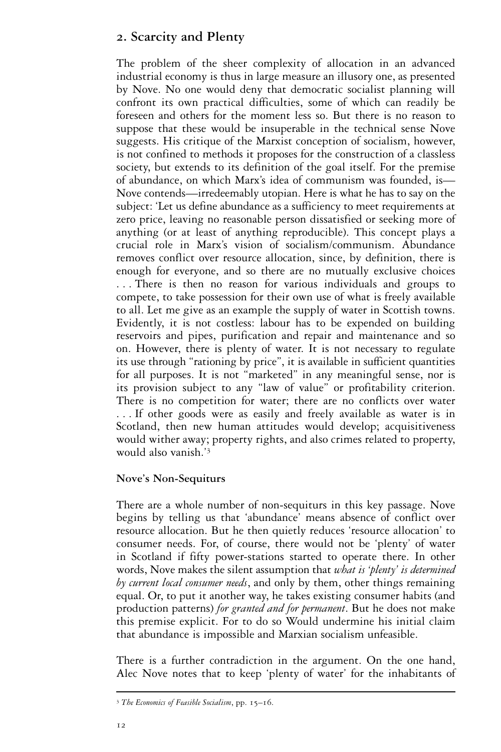## 2. Scarcity and Plenty

The problem of the sheer complexity of allocation in an advanced industrial economy is thus in large measure an illusory one, as presented by Nove. No one would deny that democratic socialist planning will confront its own practical difficulties, some of which can readily be foreseen and others for the moment less so. But there is no reason to suppose that these would be insuperable in the technical sense Nove suggests. His critique of the Marxist conception of socialism, however, is not confined to methods it proposes for the construction of a classless society, but extends to its definition of the goal itself. For the premise of abundance, on which Marx's idea of communism was founded, is—Nove contends—irredeemably utopian. Here is what he has to say on the subject: 'Let us define abundance as a sufficiency to meet requirements at zero price, leaving no reasonable person dissatisfied or seeking more of anything (or at least of anything reproducible). This concept plays a crucial role in Marx's vision of socialism/communism. Abundance removes conflict over resource allocation, since, by definition, there is enough for everyone, and so there are no mutually exclusive choices . . . There is then no reason for various individuals and groups to compete, to take possession for their own use of what is freely available to all. Let me give as an example the supply of water in Scottish towns. Evidently, it is not costless: labour has to be expended on building reservoirs and pipes, purification and repair and maintenance and so on. However, there is plenty of water. It is not necessary to regulate its use through "rationing by price", it is available in sufficient quantities for all purposes. It is not "marketed" in any meaningful sense, nor is its provision subject to any "law of value" or profitability criterion. There is no competition for water; there are no conflicts over water . . . If other goods were as easily and freely available as water is in Scotland, then new human attitudes would develop; acquisitiveness would wither away; property rights, and also crimes related to property, would also vanish.'[3]

### Nove's Non-Sequiturs

There are a whole number of non-sequiturs in this key passage. Nove begins by telling us that 'abundance' means absence of conflict over resource allocation. But he then quietly reduces 'resource allocation' to consumer needs. For, of course, there would not be 'plenty' of water in Scotland if fifty power-stations started to operate there. In other words, Nove makes the silent assumption that *what is 'plenty' is determined by current local consumer needs*, and only by them, other things remaining equal. Or, to put it another way, he takes existing consumer habits (and production patterns) *for granted and for permanent*. But he does not make this premise explicit. For to do so Would undermine his initial claim that abundance is impossible and Marxian socialism unfeasible.

There is a further contradiction in the argument. On the one hand, Alec Nove notes that to keep 'plenty of water' for the inhabitants of

---

[3] *The Economics of Feasible Socialism*, pp. 15–16.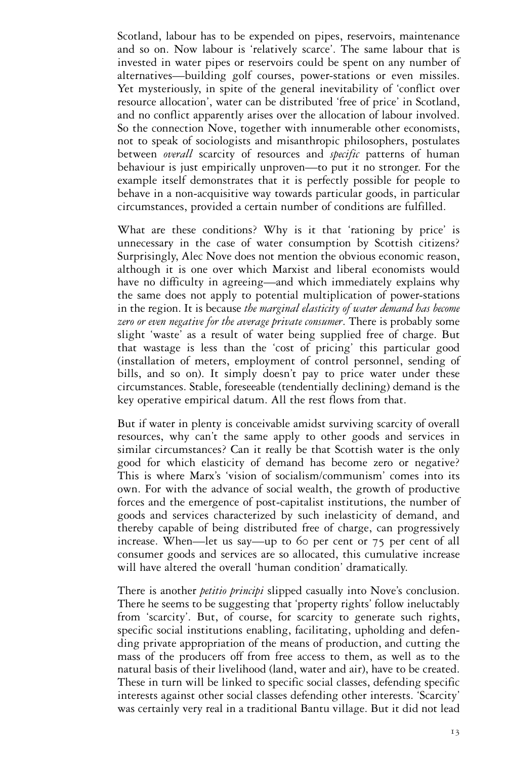Scotland, labour has to be expended on pipes, reservoirs, maintenance and so on. Now labour is 'relatively scarce'. The same labour that is invested in water pipes or reservoirs could be spent on any number of alternatives—building golf courses, power-stations or even missiles. Yet mysteriously, in spite of the general inevitability of 'conflict over resource allocation', water can be distributed 'free of price' in Scotland, and no conflict apparently arises over the allocation of labour involved. So the connection Nove, together with innumerable other economists, not to speak of sociologists and misanthropic philosophers, postulates between *overall* scarcity of resources and *specific* patterns of human behaviour is just empirically unproven—to put it no stronger. For the example itself demonstrates that it is perfectly possible for people to behave in a non-acquisitive way towards particular goods, in particular circumstances, provided a certain number of conditions are fulfilled.

What are these conditions? Why is it that 'rationing by price' is unnecessary in the case of water consumption by Scottish citizens? Surprisingly, Alec Nove does not mention the obvious economic reason, although it is one over which Marxist and liberal economists would have no difficulty in agreeing—and which immediately explains why the same does not apply to potential multiplication of power-stations in the region. It is because *the marginal elasticity of water demand has become zero or even negative for the average private consumer*. There is probably some slight 'waste' as a result of water being supplied free of charge. But that wastage is less than the 'cost of pricing' this particular good (installation of meters, employment of control personnel, sending of bills, and so on). It simply doesn't pay to price water under these circumstances. Stable, foreseeable (tendentially declining) demand is the key operative empirical datum. All the rest flows from that.

But if water in plenty is conceivable amidst surviving scarcity of overall resources, why can't the same apply to other goods and services in similar circumstances? Can it really be that Scottish water is the only good for which elasticity of demand has become zero or negative? This is where Marx's 'vision of socialism/communism' comes into its own. For with the advance of social wealth, the growth of productive forces and the emergence of post-capitalist institutions, the number of goods and services characterized by such inelasticity of demand, and thereby capable of being distributed free of charge, can progressively increase. When—let us say—up to 60 per cent or 75 per cent of all consumer goods and services are so allocated, this cumulative increase will have altered the overall 'human condition' dramatically.

There is another *petitio principi* slipped casually into Nove's conclusion. There he seems to be suggesting that 'property rights' follow ineluctably from 'scarcity'. But, of course, for scarcity to generate such rights, specific social institutions enabling, facilitating, upholding and defending private appropriation of the means of production, and cutting the mass of the producers off from free access to them, as well as to the natural basis of their livelihood (land, water and air), have to be created. These in turn will be linked to specific social classes, defending specific interests against other social classes defending other interests. 'Scarcity' was certainly very real in a traditional Bantu village. But it did not lead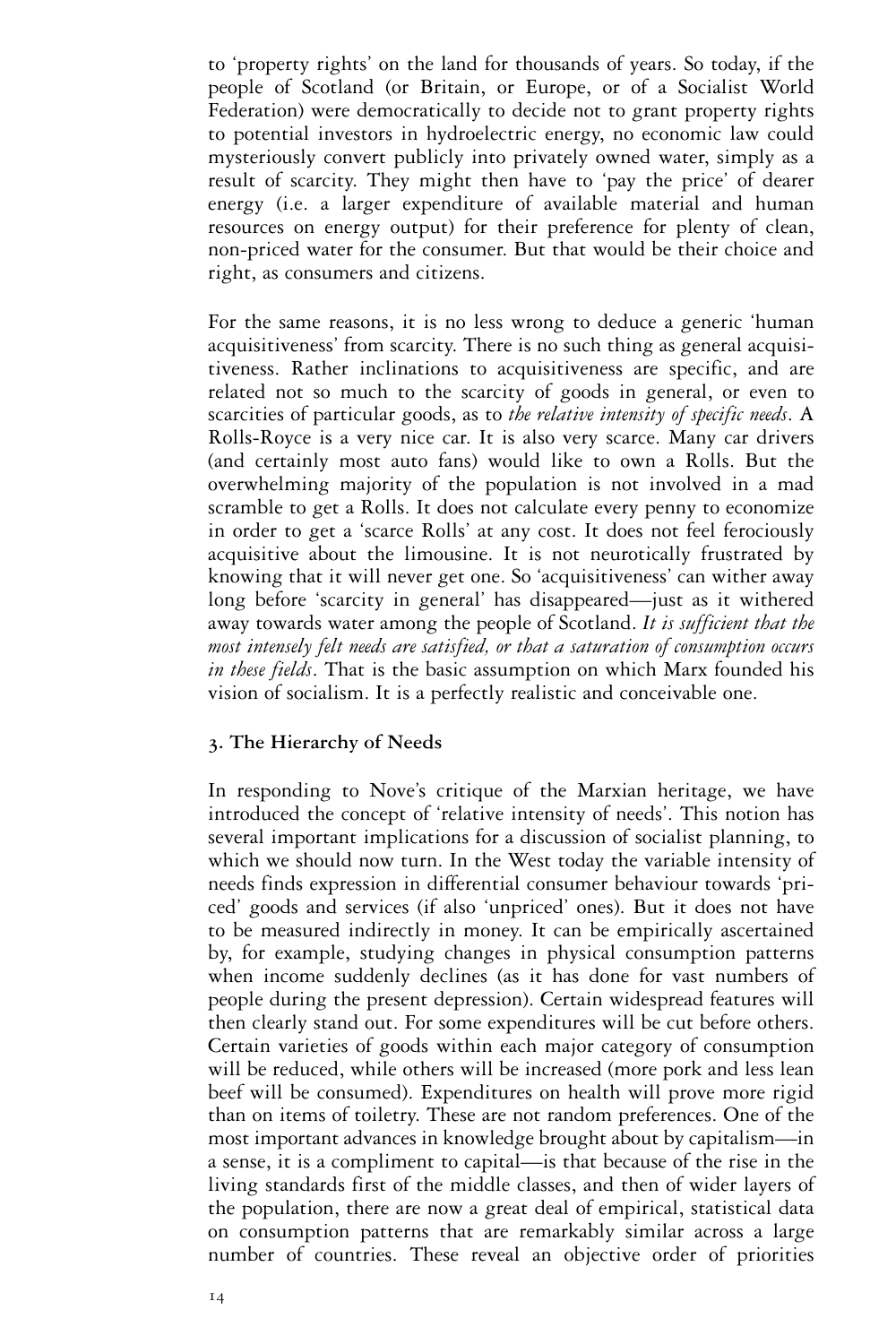to 'property rights' on the land for thousands of years. So today, if the people of Scotland (or Britain, or Europe, or of a Socialist World Federation) were democratically to decide not to grant property rights to potential investors in hydroelectric energy, no economic law could mysteriously convert publicly into privately owned water, simply as a result of scarcity. They might then have to 'pay the price' of dearer energy (i.e. a larger expenditure of available material and human resources on energy output) for their preference for plenty of clean, non-priced water for the consumer. But that would be their choice and right, as consumers and citizens.

For the same reasons, it is no less wrong to deduce a generic 'human acquisitiveness' from scarcity. There is no such thing as general acquisitiveness. Rather inclinations to acquisitiveness are specific, and are related not so much to the scarcity of goods in general, or even to scarcities of particular goods, as to *the relative intensity of specific needs*. A Rolls-Royce is a very nice car. It is also very scarce. Many car drivers (and certainly most auto fans) would like to own a Rolls. But the overwhelming majority of the population is not involved in a mad scramble to get a Rolls. It does not calculate every penny to economize in order to get a 'scarce Rolls' at any cost. It does not feel ferociously acquisitive about the limousine. It is not neurotically frustrated by knowing that it will never get one. So 'acquisitiveness' can wither away long before 'scarcity in general' has disappeared—just as it withered away towards water among the people of Scotland. *It is sufficient that the most intensely felt needs are satisfied, or that a saturation of consumption occurs in these fields*. That is the basic assumption on which Marx founded his vision of socialism. It is a perfectly realistic and conceivable one.

### 3. The Hierarchy of Needs

In responding to Nove's critique of the Marxian heritage, we have introduced the concept of 'relative intensity of needs'. This notion has several important implications for a discussion of socialist planning, to which we should now turn. In the West today the variable intensity of needs finds expression in differential consumer behaviour towards 'priced' goods and services (if also 'unpriced' ones). But it does not have to be measured indirectly in money. It can be empirically ascertained by, for example, studying changes in physical consumption patterns when income suddenly declines (as it has done for vast numbers of people during the present depression). Certain widespread features will then clearly stand out. For some expenditures will be cut before others. Certain varieties of goods within each major category of consumption will be reduced, while others will be increased (more pork and less lean beef will be consumed). Expenditures on health will prove more rigid than on items of toiletry. These are not random preferences. One of the most important advances in knowledge brought about by capitalism—in a sense, it is a compliment to capital—is that because of the rise in the living standards first of the middle classes, and then of wider layers of the population, there are now a great deal of empirical, statistical data on consumption patterns that are remarkably similar across a large number of countries. These reveal an objective order of priorities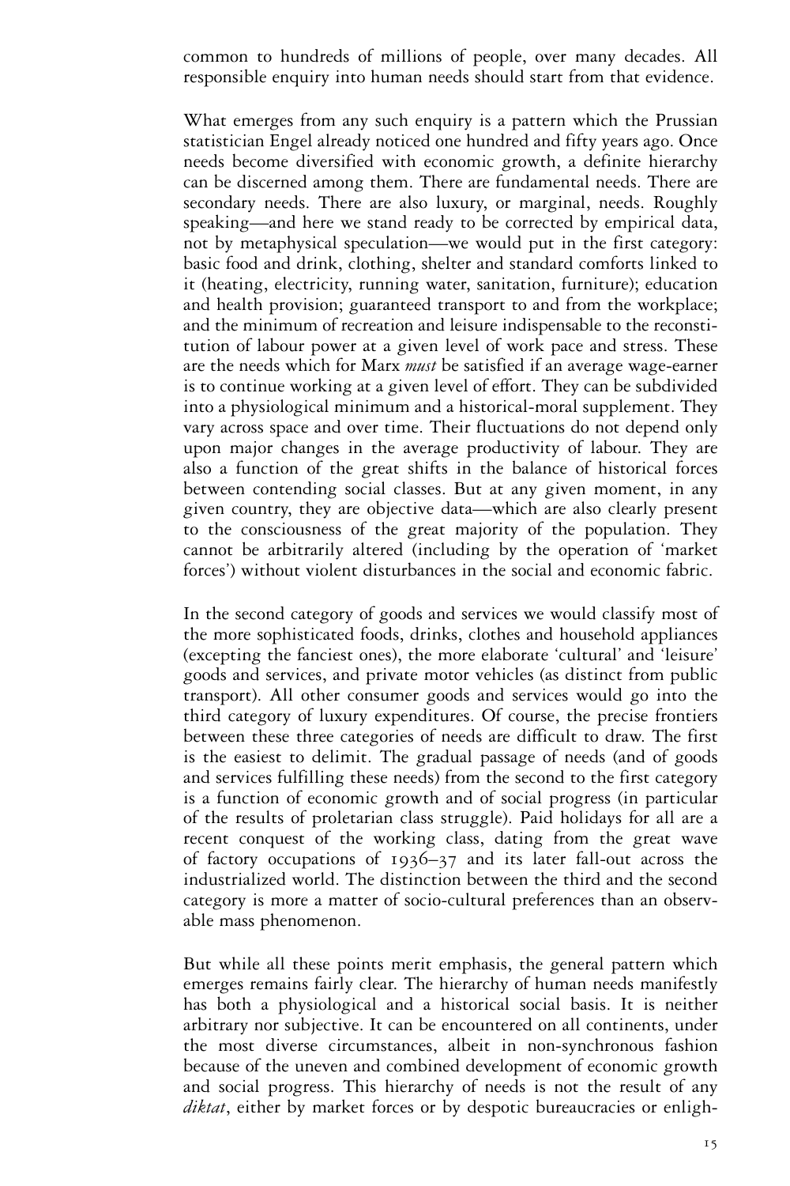common to hundreds of millions of people, over many decades. All responsible enquiry into human needs should start from that evidence.

What emerges from any such enquiry is a pattern which the Prussian statistician Engel already noticed one hundred and fifty years ago. Once needs become diversified with economic growth, a definite hierarchy can be discerned among them. There are fundamental needs. There are secondary needs. There are also luxury, or marginal, needs. Roughly speaking—and here we stand ready to be corrected by empirical data, not by metaphysical speculation—we would put in the first category: basic food and drink, clothing, shelter and standard comforts linked to it (heating, electricity, running water, sanitation, furniture); education and health provision; guaranteed transport to and from the workplace; and the minimum of recreation and leisure indispensable to the reconstitution of labour power at a given level of work pace and stress. These are the needs which for Marx *must* be satisfied if an average wage-earner is to continue working at a given level of effort. They can be subdivided into a physiological minimum and a historical-moral supplement. They vary across space and over time. Their fluctuations do not depend only upon major changes in the average productivity of labour. They are also a function of the great shifts in the balance of historical forces between contending social classes. But at any given moment, in any given country, they are objective data—which are also clearly present to the consciousness of the great majority of the population. They cannot be arbitrarily altered (including by the operation of 'market forces') without violent disturbances in the social and economic fabric.

In the second category of goods and services we would classify most of the more sophisticated foods, drinks, clothes and household appliances (excepting the fanciest ones), the more elaborate 'cultural' and 'leisure' goods and services, and private motor vehicles (as distinct from public transport). All other consumer goods and services would go into the third category of luxury expenditures. Of course, the precise frontiers between these three categories of needs are difficult to draw. The first is the easiest to delimit. The gradual passage of needs (and of goods and services fulfilling these needs) from the second to the first category is a function of economic growth and of social progress (in particular of the results of proletarian class struggle). Paid holidays for all are a recent conquest of the working class, dating from the great wave of factory occupations of 1936–37 and its later fall-out across the industrialized world. The distinction between the third and the second category is more a matter of socio-cultural preferences than an observable mass phenomenon.

But while all these points merit emphasis, the general pattern which emerges remains fairly clear. The hierarchy of human needs manifestly has both a physiological and a historical social basis. It is neither arbitrary nor subjective. It can be encountered on all continents, under the most diverse circumstances, albeit in non-synchronous fashion because of the uneven and combined development of economic growth and social progress. This hierarchy of needs is not the result of any *diktat*, either by market forces or by despotic bureaucracies or enligh-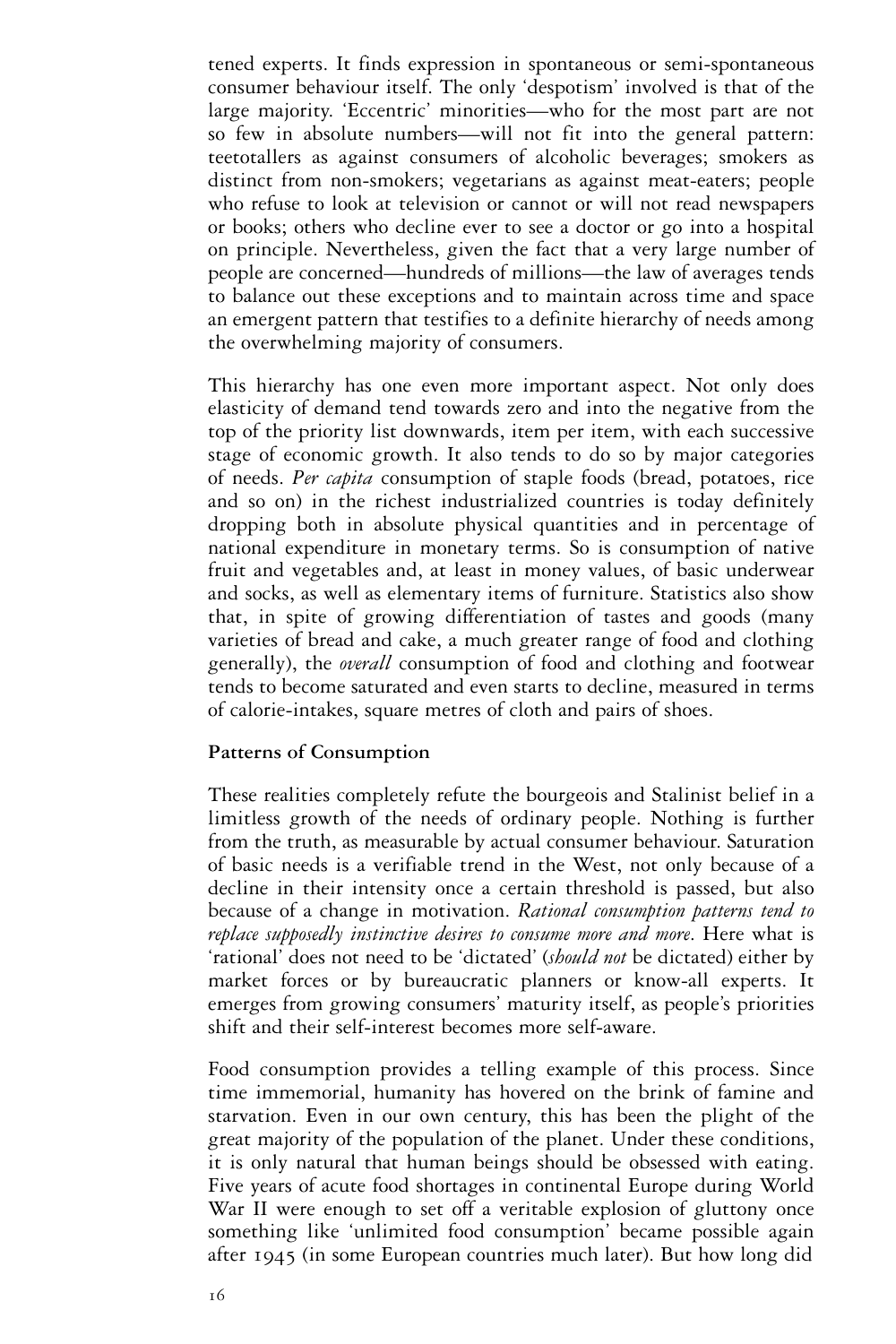tened experts. It finds expression in spontaneous or semi-spontaneous consumer behaviour itself. The only 'despotism' involved is that of the large majority. 'Eccentric' minorities—who for the most part are not so few in absolute numbers—will not fit into the general pattern: teetotallers as against consumers of alcoholic beverages; smokers as distinct from non-smokers; vegetarians as against meat-eaters; people who refuse to look at television or cannot or will not read newspapers or books; others who decline ever to see a doctor or go into a hospital on principle. Nevertheless, given the fact that a very large number of people are concerned—hundreds of millions—the law of averages tends to balance out these exceptions and to maintain across time and space an emergent pattern that testifies to a definite hierarchy of needs among the overwhelming majority of consumers.

This hierarchy has one even more important aspect. Not only does elasticity of demand tend towards zero and into the negative from the top of the priority list downwards, item per item, with each successive stage of economic growth. It also tends to do so by major categories of needs. *Per capita* consumption of staple foods (bread, potatoes, rice and so on) in the richest industrialized countries is today definitely dropping both in absolute physical quantities and in percentage of national expenditure in monetary terms. So is consumption of native fruit and vegetables and, at least in money values, of basic underwear and socks, as well as elementary items of furniture. Statistics also show that, in spite of growing differentiation of tastes and goods (many varieties of bread and cake, a much greater range of food and clothing generally), the *overall* consumption of food and clothing and footwear tends to become saturated and even starts to decline, measured in terms of calorie-intakes, square metres of cloth and pairs of shoes.

**Patterns of Consumption**

These realities completely refute the bourgeois and Stalinist belief in a limitless growth of the needs of ordinary people. Nothing is further from the truth, as measurable by actual consumer behaviour. Saturation of basic needs is a verifiable trend in the West, not only because of a decline in their intensity once a certain threshold is passed, but also because of a change in motivation. *Rational consumption patterns tend to replace supposedly instinctive desires to consume more and more.* Here what is 'rational' does not need to be 'dictated' (*should not* be dictated) either by market forces or by bureaucratic planners or know-all experts. It emerges from growing consumers' maturity itself, as people's priorities shift and their self-interest becomes more self-aware.

Food consumption provides a telling example of this process. Since time immemorial, humanity has hovered on the brink of famine and starvation. Even in our own century, this has been the plight of the great majority of the population of the planet. Under these conditions, it is only natural that human beings should be obsessed with eating. Five years of acute food shortages in continental Europe during World War II were enough to set off a veritable explosion of gluttony once something like 'unlimited food consumption' became possible again after 1945 (in some European countries much later). But how long did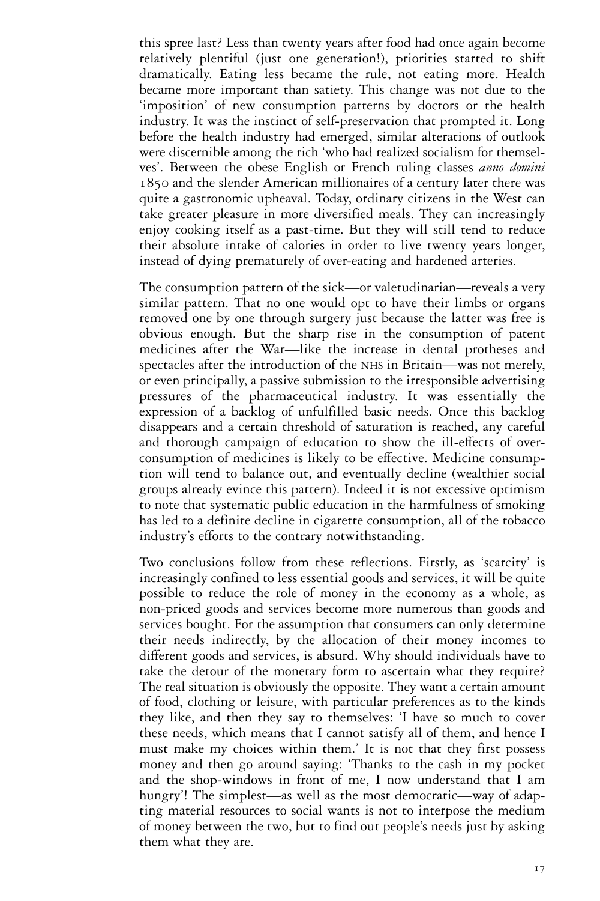this spree last? Less than twenty years after food had once again become relatively plentiful (just one generation!), priorities started to shift dramatically. Eating less became the rule, not eating more. Health became more important than satiety. This change was not due to the 'imposition' of new consumption patterns by doctors or the health industry. It was the instinct of self-preservation that prompted it. Long before the health industry had emerged, similar alterations of outlook were discernible among the rich 'who had realized socialism for themselves'. Between the obese English or French ruling classes *anno domini* 1850 and the slender American millionaires of a century later there was quite a gastronomic upheaval. Today, ordinary citizens in the West can take greater pleasure in more diversified meals. They can increasingly enjoy cooking itself as a past-time. But they will still tend to reduce their absolute intake of calories in order to live twenty years longer, instead of dying prematurely of over-eating and hardened arteries.

The consumption pattern of the sick—or valetudinarian—reveals a very similar pattern. That no one would opt to have their limbs or organs removed one by one through surgery just because the latter was free is obvious enough. But the sharp rise in the consumption of patent medicines after the War—like the increase in dental protheses and spectacles after the introduction of the NHS in Britain—was not merely, or even principally, a passive submission to the irresponsible advertising pressures of the pharmaceutical industry. It was essentially the expression of a backlog of unfulfilled basic needs. Once this backlog disappears and a certain threshold of saturation is reached, any careful and thorough campaign of education to show the ill-effects of over-consumption of medicines is likely to be effective. Medicine consumption will tend to balance out, and eventually decline (wealthier social groups already evince this pattern). Indeed it is not excessive optimism to note that systematic public education in the harmfulness of smoking has led to a definite decline in cigarette consumption, all of the tobacco industry's efforts to the contrary notwithstanding.

Two conclusions follow from these reflections. Firstly, as 'scarcity' is increasingly confined to less essential goods and services, it will be quite possible to reduce the role of money in the economy as a whole, as non-priced goods and services become more numerous than goods and services bought. For the assumption that consumers can only determine their needs indirectly, by the allocation of their money incomes to different goods and services, is absurd. Why should individuals have to take the detour of the monetary form to ascertain what they require? The real situation is obviously the opposite. They want a certain amount of food, clothing or leisure, with particular preferences as to the kinds they like, and then they say to themselves: 'I have so much to cover these needs, which means that I cannot satisfy all of them, and hence I must make my choices within them.' It is not that they first possess money and then go around saying: 'Thanks to the cash in my pocket and the shop-windows in front of me, I now understand that I am hungry'! The simplest—as well as the most democratic—way of adapting material resources to social wants is not to interpose the medium of money between the two, but to find out people's needs just by asking them what they are.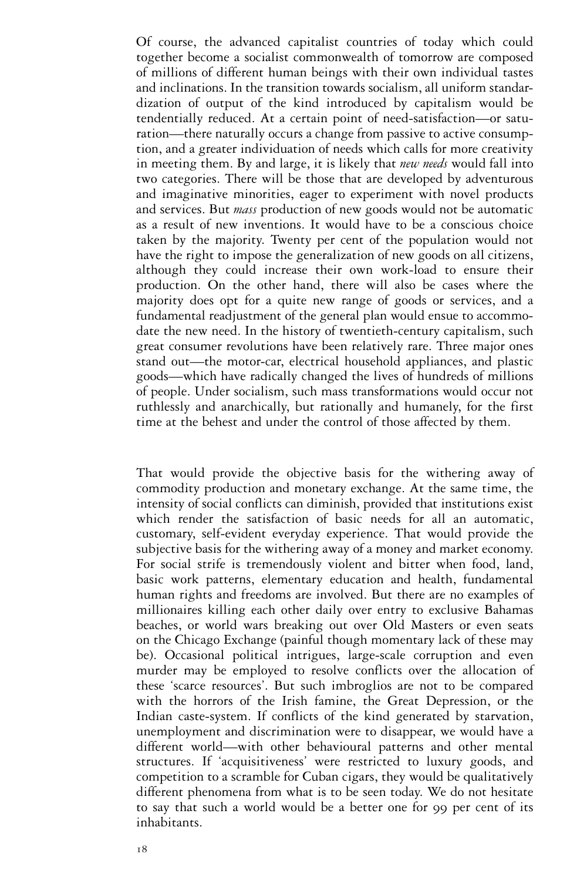Of course, the advanced capitalist countries of today which could together become a socialist commonwealth of tomorrow are composed of millions of different human beings with their own individual tastes and inclinations. In the transition towards socialism, all uniform standardization of output of the kind introduced by capitalism would be tendentially reduced. At a certain point of need-satisfaction—or saturation—there naturally occurs a change from passive to active consumption, and a greater individuation of needs which calls for more creativity in meeting them. By and large, it is likely that *new needs* would fall into two categories. There will be those that are developed by adventurous and imaginative minorities, eager to experiment with novel products and services. But *mass* production of new goods would not be automatic as a result of new inventions. It would have to be a conscious choice taken by the majority. Twenty per cent of the population would not have the right to impose the generalization of new goods on all citizens, although they could increase their own work-load to ensure their production. On the other hand, there will also be cases where the majority does opt for a quite new range of goods or services, and a fundamental readjustment of the general plan would ensue to accommodate the new need. In the history of twentieth-century capitalism, such great consumer revolutions have been relatively rare. Three major ones stand out—the motor-car, electrical household appliances, and plastic goods—which have radically changed the lives of hundreds of millions of people. Under socialism, such mass transformations would occur not ruthlessly and anarchically, but rationally and humanely, for the first time at the behest and under the control of those affected by them.

That would provide the objective basis for the withering away of commodity production and monetary exchange. At the same time, the intensity of social conflicts can diminish, provided that institutions exist which render the satisfaction of basic needs for all an automatic, customary, self-evident everyday experience. That would provide the subjective basis for the withering away of a money and market economy. For social strife is tremendously violent and bitter when food, land, basic work patterns, elementary education and health, fundamental human rights and freedoms are involved. But there are no examples of millionaires killing each other daily over entry to exclusive Bahamas beaches, or world wars breaking out over Old Masters or even seats on the Chicago Exchange (painful though momentary lack of these may be). Occasional political intrigues, large-scale corruption and even murder may be employed to resolve conflicts over the allocation of these 'scarce resources'. But such imbroglios are not to be compared with the horrors of the Irish famine, the Great Depression, or the Indian caste-system. If conflicts of the kind generated by starvation, unemployment and discrimination were to disappear, we would have a different world—with other behavioural patterns and other mental structures. If 'acquisitiveness' were restricted to luxury goods, and competition to a scramble for Cuban cigars, they would be qualitatively different phenomena from what is to be seen today. We do not hesitate to say that such a world would be a better one for 99 per cent of its inhabitants.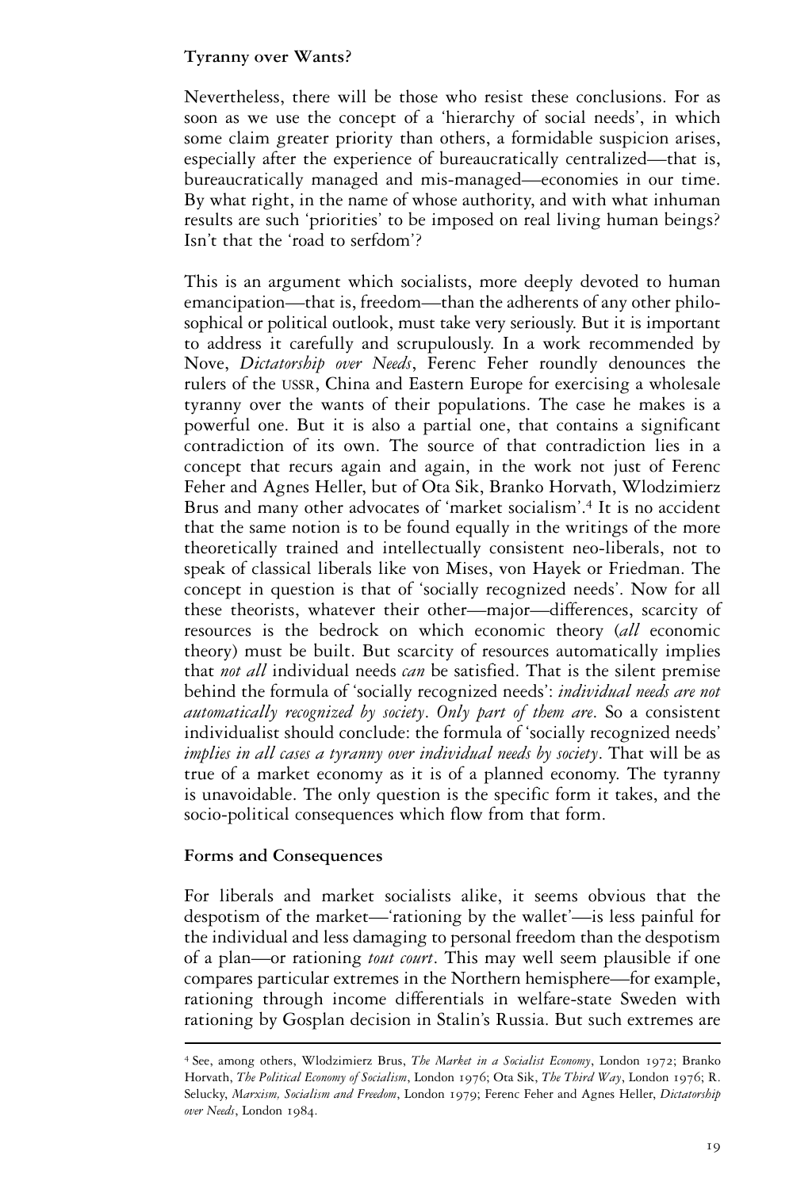## Tyranny over Wants?

Nevertheless, there will be those who resist these conclusions. For as soon as we use the concept of a 'hierarchy of social needs', in which some claim greater priority than others, a formidable suspicion arises, especially after the experience of bureaucratically centralized—that is, bureaucratically managed and mis-managed—economies in our time. By what right, in the name of whose authority, and with what inhuman results are such 'priorities' to be imposed on real living human beings? Isn't that the 'road to serfdom'?

This is an argument which socialists, more deeply devoted to human emancipation—that is, freedom—than the adherents of any other philosophical or political outlook, must take very seriously. But it is important to address it carefully and scrupulously. In a work recommended by Nove, *Dictatorship over Needs*, Ferenc Feher roundly denounces the rulers of the USSR, China and Eastern Europe for exercising a wholesale tyranny over the wants of their populations. The case he makes is a powerful one. But it is also a partial one, that contains a significant contradiction of its own. The source of that contradiction lies in a concept that recurs again and again, in the work not just of Ferenc Feher and Agnes Heller, but of Ota Sik, Branko Horvath, Wlodzimierz Brus and many other advocates of 'market socialism'.[4] It is no accident that the same notion is to be found equally in the writings of the more theoretically trained and intellectually consistent neo-liberals, not to speak of classical liberals like von Mises, von Hayek or Friedman. The concept in question is that of 'socially recognized needs'. Now for all these theorists, whatever their other—major—differences, scarcity of resources is the bedrock on which economic theory (*all* economic theory) must be built. But scarcity of resources automatically implies that *not all* individual needs *can* be satisfied. That is the silent premise behind the formula of 'socially recognized needs': *individual needs are not automatically recognized by society. Only part of them are*. So a consistent individualist should conclude: the formula of 'socially recognized needs' *implies in all cases a tyranny over individual needs by society*. That will be as true of a market economy as it is of a planned economy. The tyranny is unavoidable. The only question is the specific form it takes, and the socio-political consequences which flow from that form.

## Forms and Consequences

For liberals and market socialists alike, it seems obvious that the despotism of the market—'rationing by the wallet'—is less painful for the individual and less damaging to personal freedom than the despotism of a plan—or rationing *tout court*. This may well seem plausible if one compares particular extremes in the Northern hemisphere—for example, rationing through income differentials in welfare-state Sweden with rationing by Gosplan decision in Stalin's Russia. But such extremes are

---

[4] See, among others, Wlodzimierz Brus, *The Market in a Socialist Economy*, London 1972; Branko Horvath, *The Political Economy of Socialism*, London 1976; Ota Sik, *The Third Way*, London 1976; R. Selucky, *Marxism, Socialism and Freedom*, London 1979; Ferenc Feher and Agnes Heller, *Dictatorship over Needs*, London 1984.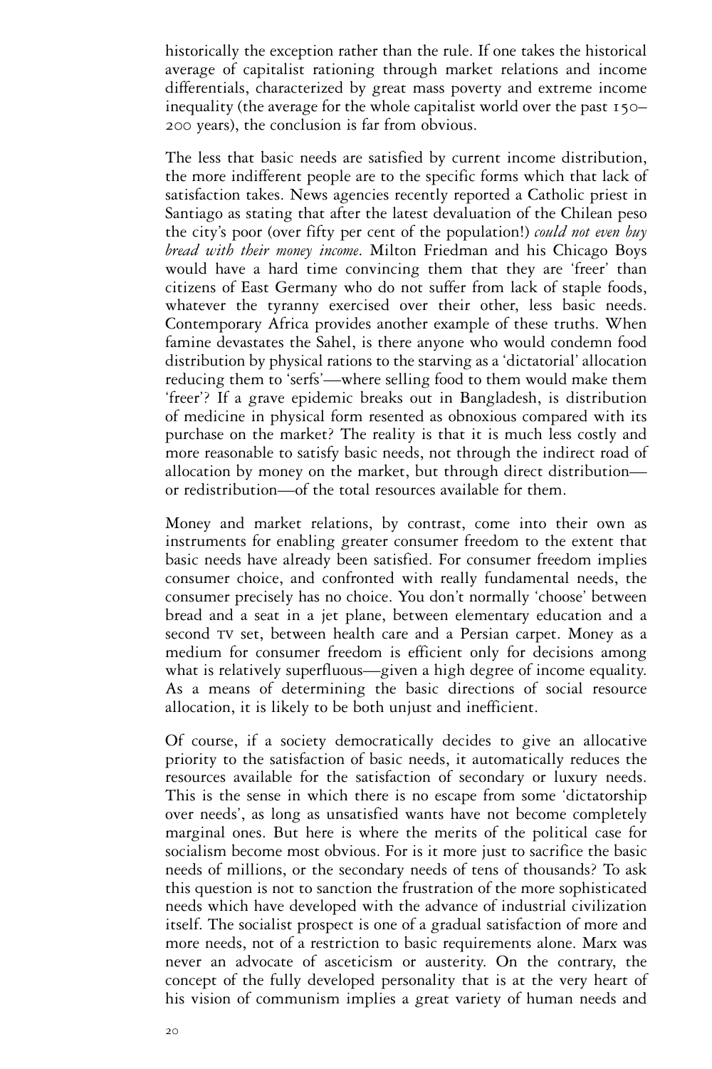historically the exception rather than the rule. If one takes the historical average of capitalist rationing through market relations and income differentials, characterized by great mass poverty and extreme income inequality (the average for the whole capitalist world over the past 150–200 years), the conclusion is far from obvious.

The less that basic needs are satisfied by current income distribution, the more indifferent people are to the specific forms which that lack of satisfaction takes. News agencies recently reported a Catholic priest in Santiago as stating that after the latest devaluation of the Chilean peso the city's poor (over fifty per cent of the population!) *could not even buy bread with their money income*. Milton Friedman and his Chicago Boys would have a hard time convincing them that they are 'freer' than citizens of East Germany who do not suffer from lack of staple foods, whatever the tyranny exercised over their other, less basic needs. Contemporary Africa provides another example of these truths. When famine devastates the Sahel, is there anyone who would condemn food distribution by physical rations to the starving as a 'dictatorial' allocation reducing them to 'serfs'—where selling food to them would make them 'freer'? If a grave epidemic breaks out in Bangladesh, is distribution of medicine in physical form resented as obnoxious compared with its purchase on the market? The reality is that it is much less costly and more reasonable to satisfy basic needs, not through the indirect road of allocation by money on the market, but through direct distribution—or redistribution—of the total resources available for them.

Money and market relations, by contrast, come into their own as instruments for enabling greater consumer freedom to the extent that basic needs have already been satisfied. For consumer freedom implies consumer choice, and confronted with really fundamental needs, the consumer precisely has no choice. You don't normally 'choose' between bread and a seat in a jet plane, between elementary education and a second TV set, between health care and a Persian carpet. Money as a medium for consumer freedom is efficient only for decisions among what is relatively superfluous—given a high degree of income equality. As a means of determining the basic directions of social resource allocation, it is likely to be both unjust and inefficient.

Of course, if a society democratically decides to give an allocative priority to the satisfaction of basic needs, it automatically reduces the resources available for the satisfaction of secondary or luxury needs. This is the sense in which there is no escape from some 'dictatorship over needs', as long as unsatisfied wants have not become completely marginal ones. But here is where the merits of the political case for socialism become most obvious. For is it more just to sacrifice the basic needs of millions, or the secondary needs of tens of thousands? To ask this question is not to sanction the frustration of the more sophisticated needs which have developed with the advance of industrial civilization itself. The socialist prospect is one of a gradual satisfaction of more and more needs, not of a restriction to basic requirements alone. Marx was never an advocate of asceticism or austerity. On the contrary, the concept of the fully developed personality that is at the very heart of his vision of communism implies a great variety of human needs and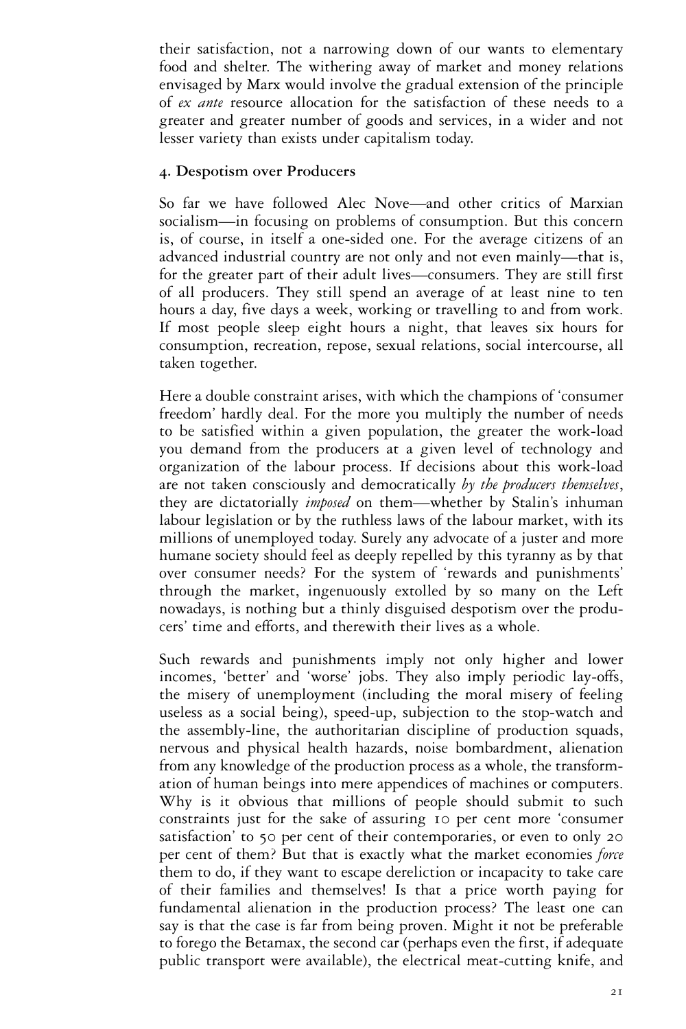their satisfaction, not a narrowing down of our wants to elementary food and shelter. The withering away of market and money relations envisaged by Marx would involve the gradual extension of the principle of *ex ante* resource allocation for the satisfaction of these needs to a greater and greater number of goods and services, in a wider and not lesser variety than exists under capitalism today.

### 4. Despotism over Producers

So far we have followed Alec Nove—and other critics of Marxian socialism—in focusing on problems of consumption. But this concern is, of course, in itself a one-sided one. For the average citizens of an advanced industrial country are not only and not even mainly—that is, for the greater part of their adult lives—consumers. They are still first of all producers. They still spend an average of at least nine to ten hours a day, five days a week, working or travelling to and from work. If most people sleep eight hours a night, that leaves six hours for consumption, recreation, repose, sexual relations, social intercourse, all taken together.

Here a double constraint arises, with which the champions of 'consumer freedom' hardly deal. For the more you multiply the number of needs to be satisfied within a given population, the greater the work-load you demand from the producers at a given level of technology and organization of the labour process. If decisions about this work-load are not taken consciously and democratically *by the producers themselves*, they are dictatorially *imposed* on them—whether by Stalin's inhuman labour legislation or by the ruthless laws of the labour market, with its millions of unemployed today. Surely any advocate of a juster and more humane society should feel as deeply repelled by this tyranny as by that over consumer needs? For the system of 'rewards and punishments' through the market, ingenuously extolled by so many on the Left nowadays, is nothing but a thinly disguised despotism over the producers' time and efforts, and therewith their lives as a whole.

Such rewards and punishments imply not only higher and lower incomes, 'better' and 'worse' jobs. They also imply periodic lay-offs, the misery of unemployment (including the moral misery of feeling useless as a social being), speed-up, subjection to the stop-watch and the assembly-line, the authoritarian discipline of production squads, nervous and physical health hazards, noise bombardment, alienation from any knowledge of the production process as a whole, the transformation of human beings into mere appendices of machines or computers. Why is it obvious that millions of people should submit to such constraints just for the sake of assuring 10 per cent more 'consumer satisfaction' to 50 per cent of their contemporaries, or even to only 20 per cent of them? But that is exactly what the market economies *force* them to do, if they want to escape dereliction or incapacity to take care of their families and themselves! Is that a price worth paying for fundamental alienation in the production process? The least one can say is that the case is far from being proven. Might it not be preferable to forego the Betamax, the second car (perhaps even the first, if adequate public transport were available), the electrical meat-cutting knife, and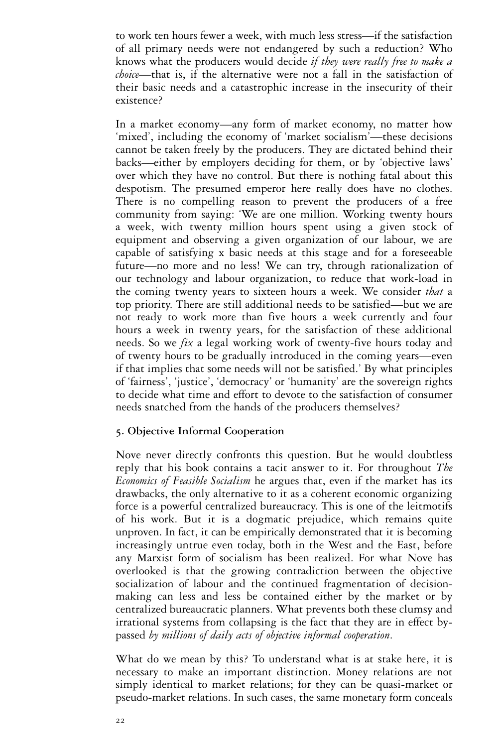to work ten hours fewer a week, with much less stress—if the satisfaction of all primary needs were not endangered by such a reduction? Who knows what the producers would decide *if they were really free to make a choice*—that is, if the alternative were not a fall in the satisfaction of their basic needs and a catastrophic increase in the insecurity of their existence?

In a market economy—any form of market economy, no matter how 'mixed', including the economy of 'market socialism'—these decisions cannot be taken freely by the producers. They are dictated behind their backs—either by employers deciding for them, or by 'objective laws' over which they have no control. But there is nothing fatal about this despotism. The presumed emperor here really does have no clothes. There is no compelling reason to prevent the producers of a free community from saying: 'We are one million. Working twenty hours a week, with twenty million hours spent using a given stock of equipment and observing a given organization of our labour, we are capable of satisfying x basic needs at this stage and for a foreseeable future—no more and no less! We can try, through rationalization of our technology and labour organization, to reduce that work-load in the coming twenty years to sixteen hours a week. We consider *that* a top priority. There are still additional needs to be satisfied—but we are not ready to work more than five hours a week currently and four hours a week in twenty years, for the satisfaction of these additional needs. So we *fix* a legal working work of twenty-five hours today and of twenty hours to be gradually introduced in the coming years—even if that implies that some needs will not be satisfied.' By what principles of 'fairness', 'justice', 'democracy' or 'humanity' are the sovereign rights to decide what time and effort to devote to the satisfaction of consumer needs snatched from the hands of the producers themselves?

## 5. Objective Informal Cooperation

Nove never directly confronts this question. But he would doubtless reply that his book contains a tacit answer to it. For throughout *The Economics of Feasible Socialism* he argues that, even if the market has its drawbacks, the only alternative to it as a coherent economic organizing force is a powerful centralized bureaucracy. This is one of the leitmotifs of his work. But it is a dogmatic prejudice, which remains quite unproven. In fact, it can be empirically demonstrated that it is becoming increasingly untrue even today, both in the West and the East, before any Marxist form of socialism has been realized. For what Nove has overlooked is that the growing contradiction between the objective socialization of labour and the continued fragmentation of decision-making can less and less be contained either by the market or by centralized bureaucratic planners. What prevents both these clumsy and irrational systems from collapsing is the fact that they are in effect by-passed *by millions of daily acts of objective informal cooperation*.

What do we mean by this? To understand what is at stake here, it is necessary to make an important distinction. Money relations are not simply identical to market relations; for they can be quasi-market or pseudo-market relations. In such cases, the same monetary form conceals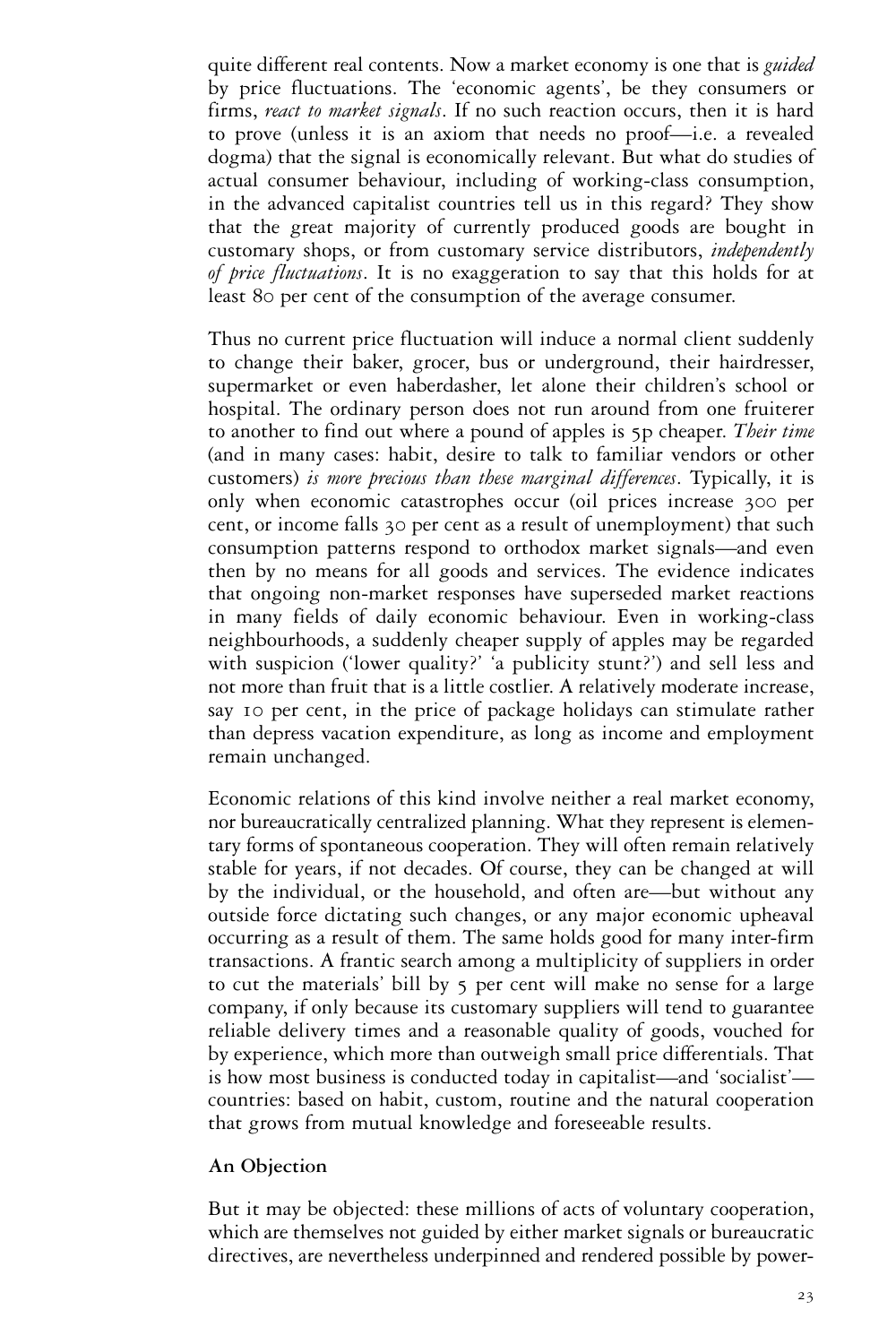quite different real contents. Now a market economy is one that is *guided* by price fluctuations. The 'economic agents', be they consumers or firms, *react to market signals*. If no such reaction occurs, then it is hard to prove (unless it is an axiom that needs no proof—i.e. a revealed dogma) that the signal is economically relevant. But what do studies of actual consumer behaviour, including of working-class consumption, in the advanced capitalist countries tell us in this regard? They show that the great majority of currently produced goods are bought in customary shops, or from customary service distributors, *independently of price fluctuations*. It is no exaggeration to say that this holds for at least 80 per cent of the consumption of the average consumer.

Thus no current price fluctuation will induce a normal client suddenly to change their baker, grocer, bus or underground, their hairdresser, supermarket or even haberdasher, let alone their children's school or hospital. The ordinary person does not run around from one fruiterer to another to find out where a pound of apples is 5p cheaper. *Their time* (and in many cases: habit, desire to talk to familiar vendors or other customers) *is more precious than these marginal differences*. Typically, it is only when economic catastrophes occur (oil prices increase 300 per cent, or income falls 30 per cent as a result of unemployment) that such consumption patterns respond to orthodox market signals—and even then by no means for all goods and services. The evidence indicates that ongoing non-market responses have superseded market reactions in many fields of daily economic behaviour. Even in working-class neighbourhoods, a suddenly cheaper supply of apples may be regarded with suspicion ('lower quality?' 'a publicity stunt?') and sell less and not more than fruit that is a little costlier. A relatively moderate increase, say 10 per cent, in the price of package holidays can stimulate rather than depress vacation expenditure, as long as income and employment remain unchanged.

Economic relations of this kind involve neither a real market economy, nor bureaucratically centralized planning. What they represent is elementary forms of spontaneous cooperation. They will often remain relatively stable for years, if not decades. Of course, they can be changed at will by the individual, or the household, and often are—but without any outside force dictating such changes, or any major economic upheaval occurring as a result of them. The same holds good for many inter-firm transactions. A frantic search among a multiplicity of suppliers in order to cut the materials' bill by 5 per cent will make no sense for a large company, if only because its customary suppliers will tend to guarantee reliable delivery times and a reasonable quality of goods, vouched for by experience, which more than outweigh small price differentials. That is how most business is conducted today in capitalist—and 'socialist'—countries: based on habit, custom, routine and the natural cooperation that grows from mutual knowledge and foreseeable results.

## An Objection

But it may be objected: these millions of acts of voluntary cooperation, which are themselves not guided by either market signals or bureaucratic directives, are nevertheless underpinned and rendered possible by power-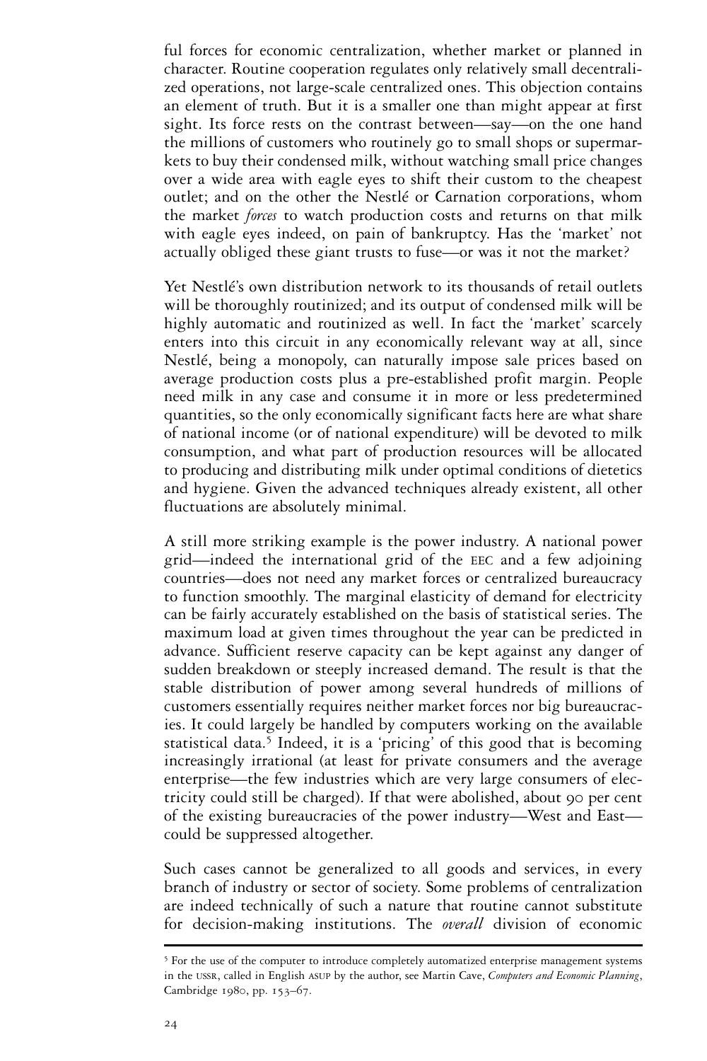ful forces for economic centralization, whether market or planned in character. Routine cooperation regulates only relatively small decentralized operations, not large-scale centralized ones. This objection contains an element of truth. But it is a smaller one than might appear at first sight. Its force rests on the contrast between—say—on the one hand the millions of customers who routinely go to small shops or supermarkets to buy their condensed milk, without watching small price changes over a wide area with eagle eyes to shift their custom to the cheapest outlet; and on the other the Nestlé or Carnation corporations, whom the market *forces* to watch production costs and returns on that milk with eagle eyes indeed, on pain of bankruptcy. Has the 'market' not actually obliged these giant trusts to fuse—or was it not the market?

Yet Nestlé's own distribution network to its thousands of retail outlets will be thoroughly routinized; and its output of condensed milk will be highly automatic and routinized as well. In fact the 'market' scarcely enters into this circuit in any economically relevant way at all, since Nestlé, being a monopoly, can naturally impose sale prices based on average production costs plus a pre-established profit margin. People need milk in any case and consume it in more or less predetermined quantities, so the only economically significant facts here are what share of national income (or of national expenditure) will be devoted to milk consumption, and what part of production resources will be allocated to producing and distributing milk under optimal conditions of dietetics and hygiene. Given the advanced techniques already existent, all other fluctuations are absolutely minimal.

A still more striking example is the power industry. A national power grid—indeed the international grid of the EEC and a few adjoining countries—does not need any market forces or centralized bureaucracy to function smoothly. The marginal elasticity of demand for electricity can be fairly accurately established on the basis of statistical series. The maximum load at given times throughout the year can be predicted in advance. Sufficient reserve capacity can be kept against any danger of sudden breakdown or steeply increased demand. The result is that the stable distribution of power among several hundreds of millions of customers essentially requires neither market forces nor big bureaucracies. It could largely be handled by computers working on the available statistical data.[5] Indeed, it is a 'pricing' of this good that is becoming increasingly irrational (at least for private consumers and the average enterprise—the few industries which are very large consumers of electricity could still be charged). If that were abolished, about 90 per cent of the existing bureaucracies of the power industry—West and East—could be suppressed altogether.

Such cases cannot be generalized to all goods and services, in every branch of industry or sector of society. Some problems of centralization are indeed technically of such a nature that routine cannot substitute for decision-making institutions. The *overall* division of economic

---

[5] For the use of the computer to introduce completely automatized enterprise management systems in the USSR, called in English ASUP by the author, see Martin Cave, *Computers and Economic Planning*, Cambridge 1980, pp. 153–67.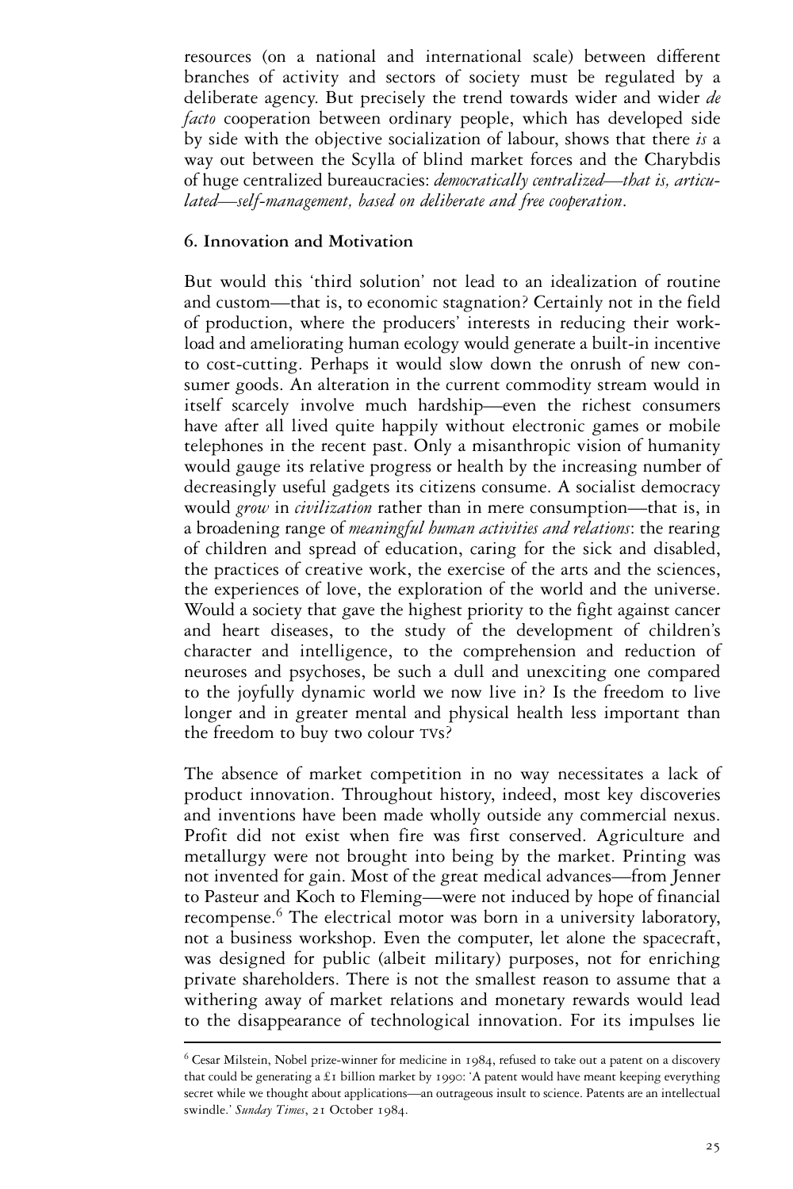resources (on a national and international scale) between different branches of activity and sectors of society must be regulated by a deliberate agency. But precisely the trend towards wider and wider *de facto* cooperation between ordinary people, which has developed side by side with the objective socialization of labour, shows that there *is* a way out between the Scylla of blind market forces and the Charybdis of huge centralized bureaucracies: *democratically centralized—that is, articulated—self-management, based on deliberate and free cooperation*.

### 6. Innovation and Motivation

But would this 'third solution' not lead to an idealization of routine and custom—that is, to economic stagnation? Certainly not in the field of production, where the producers' interests in reducing their workload and ameliorating human ecology would generate a built-in incentive to cost-cutting. Perhaps it would slow down the onrush of new consumer goods. An alteration in the current commodity stream would in itself scarcely involve much hardship—even the richest consumers have after all lived quite happily without electronic games or mobile telephones in the recent past. Only a misanthropic vision of humanity would gauge its relative progress or health by the increasing number of decreasingly useful gadgets its citizens consume. A socialist democracy would *grow* in *civilization* rather than in mere consumption—that is, in a broadening range of *meaningful human activities and relations*: the rearing of children and spread of education, caring for the sick and disabled, the practices of creative work, the exercise of the arts and the sciences, the experiences of love, the exploration of the world and the universe. Would a society that gave the highest priority to the fight against cancer and heart diseases, to the study of the development of children's character and intelligence, to the comprehension and reduction of neuroses and psychoses, be such a dull and unexciting one compared to the joyfully dynamic world we now live in? Is the freedom to live longer and in greater mental and physical health less important than the freedom to buy two colour TVs?

The absence of market competition in no way necessitates a lack of product innovation. Throughout history, indeed, most key discoveries and inventions have been made wholly outside any commercial nexus. Profit did not exist when fire was first conserved. Agriculture and metallurgy were not brought into being by the market. Printing was not invented for gain. Most of the great medical advances—from Jenner to Pasteur and Koch to Fleming—were not induced by hope of financial recompense.[6] The electrical motor was born in a university laboratory, not a business workshop. Even the computer, let alone the spacecraft, was designed for public (albeit military) purposes, not for enriching private shareholders. There is not the smallest reason to assume that a withering away of market relations and monetary rewards would lead to the disappearance of technological innovation. For its impulses lie

[6] Cesar Milstein, Nobel prize-winner for medicine in 1984, refused to take out a patent on a discovery that could be generating a £1 billion market by 1990: 'A patent would have meant keeping everything secret while we thought about applications—an outrageous insult to science. Patents are an intellectual swindle.' *Sunday Times*, 21 October 1984.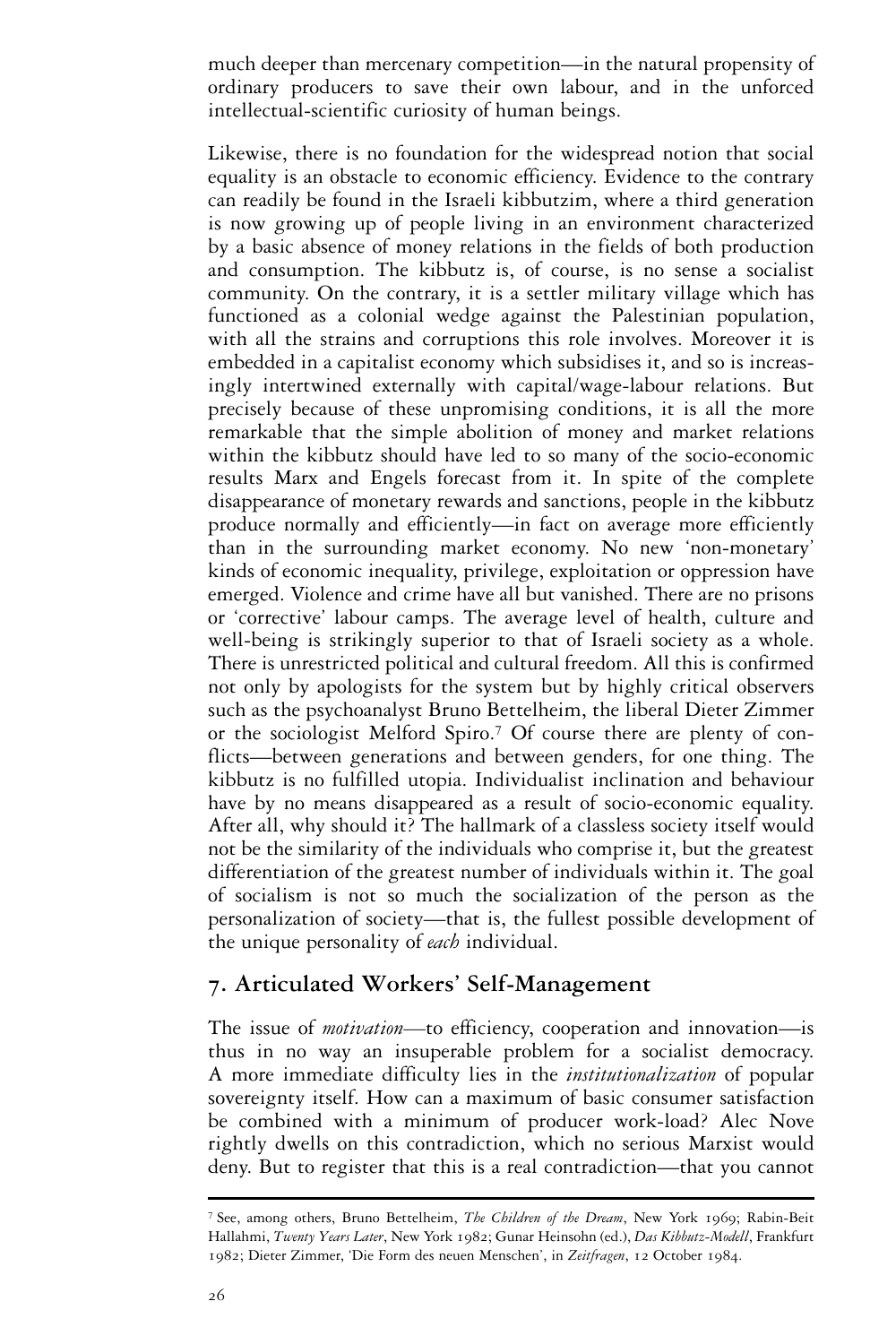much deeper than mercenary competition—in the natural propensity of ordinary producers to save their own labour, and in the unforced intellectual-scientific curiosity of human beings.

Likewise, there is no foundation for the widespread notion that social equality is an obstacle to economic efficiency. Evidence to the contrary can readily be found in the Israeli kibbutzim, where a third generation is now growing up of people living in an environment characterized by a basic absence of money relations in the fields of both production and consumption. The kibbutz is, of course, is no sense a socialist community. On the contrary, it is a settler military village which has functioned as a colonial wedge against the Palestinian population, with all the strains and corruptions this role involves. Moreover it is embedded in a capitalist economy which subsidises it, and so is increasingly intertwined externally with capital/wage-labour relations. But precisely because of these unpromising conditions, it is all the more remarkable that the simple abolition of money and market relations within the kibbutz should have led to so many of the socio-economic results Marx and Engels forecast from it. In spite of the complete disappearance of monetary rewards and sanctions, people in the kibbutz produce normally and efficiently—in fact on average more efficiently than in the surrounding market economy. No new 'non-monetary' kinds of economic inequality, privilege, exploitation or oppression have emerged. Violence and crime have all but vanished. There are no prisons or 'corrective' labour camps. The average level of health, culture and well-being is strikingly superior to that of Israeli society as a whole. There is unrestricted political and cultural freedom. All this is confirmed not only by apologists for the system but by highly critical observers such as the psychoanalyst Bruno Bettelheim, the liberal Dieter Zimmer or the sociologist Melford Spiro.[7] Of course there are plenty of conflicts—between generations and between genders, for one thing. The kibbutz is no fulfilled utopia. Individualist inclination and behaviour have by no means disappeared as a result of socio-economic equality. After all, why should it? The hallmark of a classless society itself would not be the similarity of the individuals who comprise it, but the greatest differentiation of the greatest number of individuals within it. The goal of socialism is not so much the socialization of the person as the personalization of society—that is, the fullest possible development of the unique personality of *each* individual.

## 7. Articulated Workers' Self-Management

The issue of *motivation*—to efficiency, cooperation and innovation—is thus in no way an insuperable problem for a socialist democracy. A more immediate difficulty lies in the *institutionalization* of popular sovereignty itself. How can a maximum of basic consumer satisfaction be combined with a minimum of producer work-load? Alec Nove rightly dwells on this contradiction, which no serious Marxist would deny. But to register that this is a real contradiction—that you cannot

---

[7] See, among others, Bruno Bettelheim, *The Children of the Dream*, New York 1969; Rabin-Beit Hallahmi, *Twenty Years Later*, New York 1982; Gunar Heinsohn (ed.), *Das Kibbutz-Modell*, Frankfurt 1982; Dieter Zimmer, 'Die Form des neuen Menschen', in *Zeitfragen*, 12 October 1984.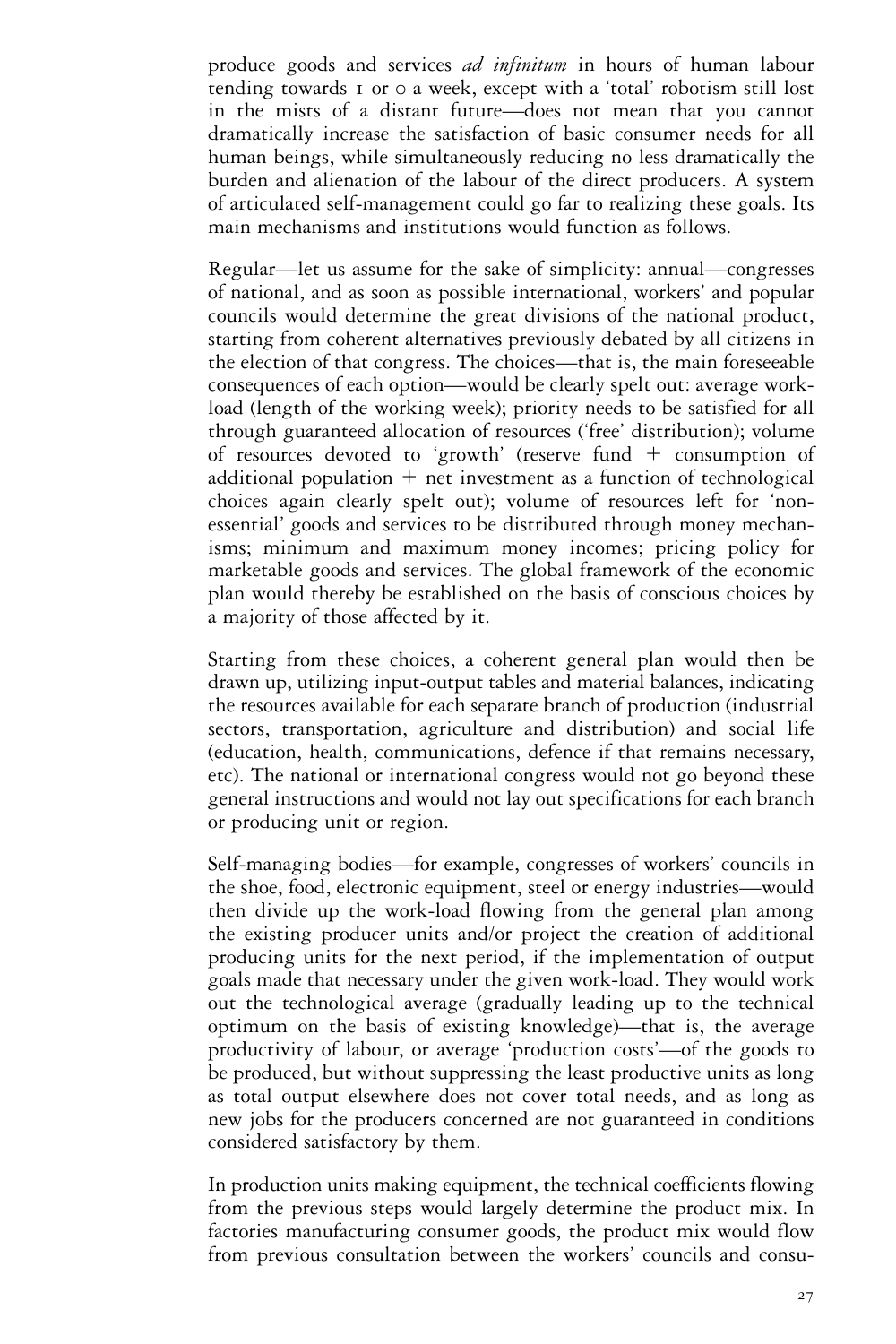produce goods and services *ad infinitum* in hours of human labour tending towards 1 or 0 a week, except with a 'total' robotism still lost in the mists of a distant future—does not mean that you cannot dramatically increase the satisfaction of basic consumer needs for all human beings, while simultaneously reducing no less dramatically the burden and alienation of the labour of the direct producers. A system of articulated self-management could go far to realizing these goals. Its main mechanisms and institutions would function as follows.

Regular—let us assume for the sake of simplicity: annual—congresses of national, and as soon as possible international, workers' and popular councils would determine the great divisions of the national product, starting from coherent alternatives previously debated by all citizens in the election of that congress. The choices—that is, the main foreseeable consequences of each option—would be clearly spelt out: average work-load (length of the working week); priority needs to be satisfied for all through guaranteed allocation of resources ('free' distribution); volume of resources devoted to 'growth' (reserve fund + consumption of additional population + net investment as a function of technological choices again clearly spelt out); volume of resources left for 'non-essential' goods and services to be distributed through money mechanisms; minimum and maximum money incomes; pricing policy for marketable goods and services. The global framework of the economic plan would thereby be established on the basis of conscious choices by a majority of those affected by it.

Starting from these choices, a coherent general plan would then be drawn up, utilizing input-output tables and material balances, indicating the resources available for each separate branch of production (industrial sectors, transportation, agriculture and distribution) and social life (education, health, communications, defence if that remains necessary, etc). The national or international congress would not go beyond these general instructions and would not lay out specifications for each branch or producing unit or region.

Self-managing bodies—for example, congresses of workers' councils in the shoe, food, electronic equipment, steel or energy industries—would then divide up the work-load flowing from the general plan among the existing producer units and/or project the creation of additional producing units for the next period, if the implementation of output goals made that necessary under the given work-load. They would work out the technological average (gradually leading up to the technical optimum on the basis of existing knowledge)—that is, the average productivity of labour, or average 'production costs'—of the goods to be produced, but without suppressing the least productive units as long as total output elsewhere does not cover total needs, and as long as new jobs for the producers concerned are not guaranteed in conditions considered satisfactory by them.

In production units making equipment, the technical coefficients flowing from the previous steps would largely determine the product mix. In factories manufacturing consumer goods, the product mix would flow from previous consultation between the workers' councils and consu-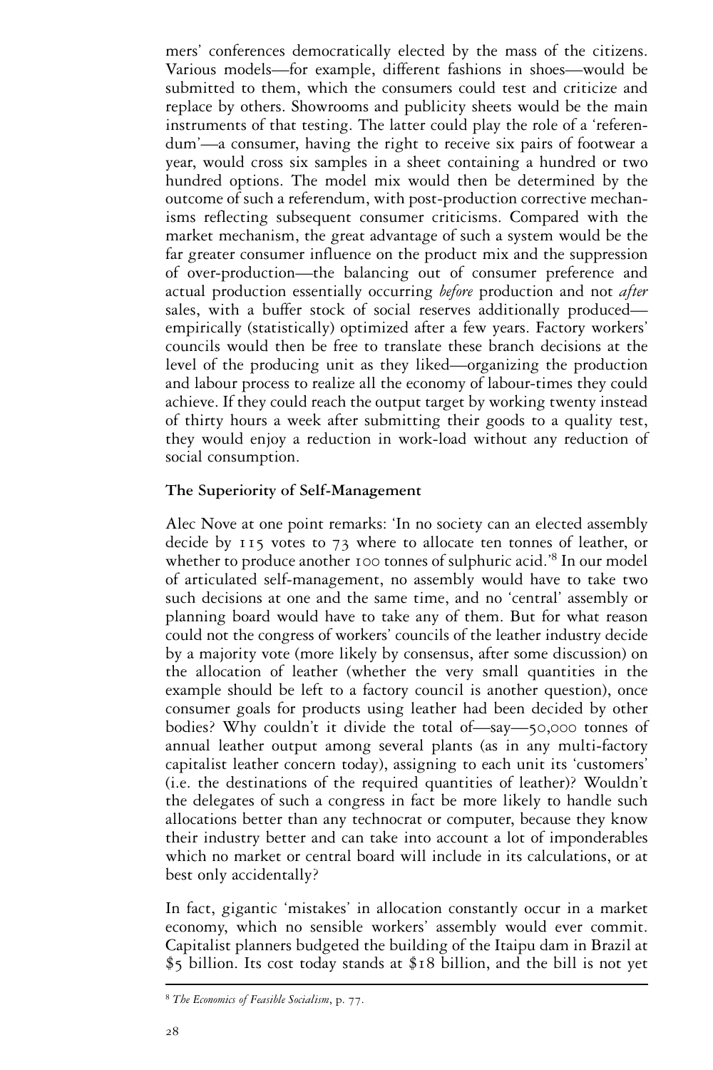mers' conferences democratically elected by the mass of the citizens. Various models—for example, different fashions in shoes—would be submitted to them, which the consumers could test and criticize and replace by others. Showrooms and publicity sheets would be the main instruments of that testing. The latter could play the role of a 'referendum'—a consumer, having the right to receive six pairs of footwear a year, would cross six samples in a sheet containing a hundred or two hundred options. The model mix would then be determined by the outcome of such a referendum, with post-production corrective mechanisms reflecting subsequent consumer criticisms. Compared with the market mechanism, the great advantage of such a system would be the far greater consumer influence on the product mix and the suppression of over-production—the balancing out of consumer preference and actual production essentially occurring *before* production and not *after* sales, with a buffer stock of social reserves additionally produced—empirically (statistically) optimized after a few years. Factory workers' councils would then be free to translate these branch decisions at the level of the producing unit as they liked—organizing the production and labour process to realize all the economy of labour-times they could achieve. If they could reach the output target by working twenty instead of thirty hours a week after submitting their goods to a quality test, they would enjoy a reduction in work-load without any reduction of social consumption.

### The Superiority of Self-Management

Alec Nove at one point remarks: 'In no society can an elected assembly decide by 115 votes to 73 where to allocate ten tonnes of leather, or whether to produce another 100 tonnes of sulphuric acid.'[8] In our model of articulated self-management, no assembly would have to take two such decisions at one and the same time, and no 'central' assembly or planning board would have to take any of them. But for what reason could not the congress of workers' councils of the leather industry decide by a majority vote (more likely by consensus, after some discussion) on the allocation of leather (whether the very small quantities in the example should be left to a factory council is another question), once consumer goals for products using leather had been decided by other bodies? Why couldn't it divide the total of—say—50,000 tonnes of annual leather output among several plants (as in any multi-factory capitalist leather concern today), assigning to each unit its 'customers' (i.e. the destinations of the required quantities of leather)? Wouldn't the delegates of such a congress in fact be more likely to handle such allocations better than any technocrat or computer, because they know their industry better and can take into account a lot of imponderables which no market or central board will include in its calculations, or at best only accidentally?

In fact, gigantic 'mistakes' in allocation constantly occur in a market economy, which no sensible workers' assembly would ever commit. Capitalist planners budgeted the building of the Itaipu dam in Brazil at \$5 billion. Its cost today stands at \$18 billion, and the bill is not yet

[8] *The Economics of Feasible Socialism*, p. 77.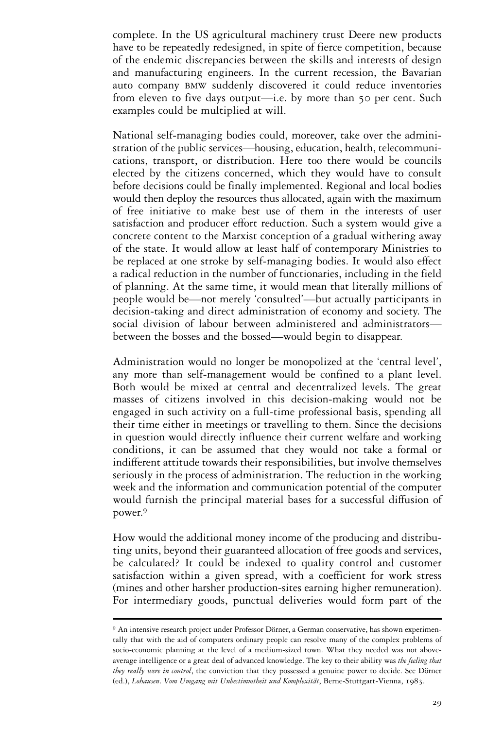complete. In the US agricultural machinery trust Deere new products have to be repeatedly redesigned, in spite of fierce competition, because of the endemic discrepancies between the skills and interests of design and manufacturing engineers. In the current recession, the Bavarian auto company BMW suddenly discovered it could reduce inventories from eleven to five days output—i.e. by more than 50 per cent. Such examples could be multiplied at will.

National self-managing bodies could, moreover, take over the administration of the public services—housing, education, health, telecommunications, transport, or distribution. Here too there would be councils elected by the citizens concerned, which they would have to consult before decisions could be finally implemented. Regional and local bodies would then deploy the resources thus allocated, again with the maximum of free initiative to make best use of them in the interests of user satisfaction and producer effort reduction. Such a system would give a concrete content to the Marxist conception of a gradual withering away of the state. It would allow at least half of contemporary Ministries to be replaced at one stroke by self-managing bodies. It would also effect a radical reduction in the number of functionaries, including in the field of planning. At the same time, it would mean that literally millions of people would be—not merely 'consulted'—but actually participants in decision-taking and direct administration of economy and society. The social division of labour between administered and administrators—between the bosses and the bossed—would begin to disappear.

Administration would no longer be monopolized at the 'central level', any more than self-management would be confined to a plant level. Both would be mixed at central and decentralized levels. The great masses of citizens involved in this decision-making would not be engaged in such activity on a full-time professional basis, spending all their time either in meetings or travelling to them. Since the decisions in question would directly influence their current welfare and working conditions, it can be assumed that they would not take a formal or indifferent attitude towards their responsibilities, but involve themselves seriously in the process of administration. The reduction in the working week and the information and communication potential of the computer would furnish the principal material bases for a successful diffusion of power.[9]

How would the additional money income of the producing and distributing units, beyond their guaranteed allocation of free goods and services, be calculated? It could be indexed to quality control and customer satisfaction within a given spread, with a coefficient for work stress (mines and other harsher production-sites earning higher remuneration). For intermediary goods, punctual deliveries would form part of the

---

[9] An intensive research project under Professor Dörner, a German conservative, has shown experimentally that with the aid of computers ordinary people can resolve many of the complex problems of socio-economic planning at the level of a medium-sized town. What they needed was not above-average intelligence or a great deal of advanced knowledge. The key to their ability was *the feeling that they really were in control*, the conviction that they possessed a genuine power to decide. See Dörner (ed.), *Lohausen. Vom Umgang mit Unbestimmtheit und Komplexität*, Berne-Stuttgart-Vienna, 1983.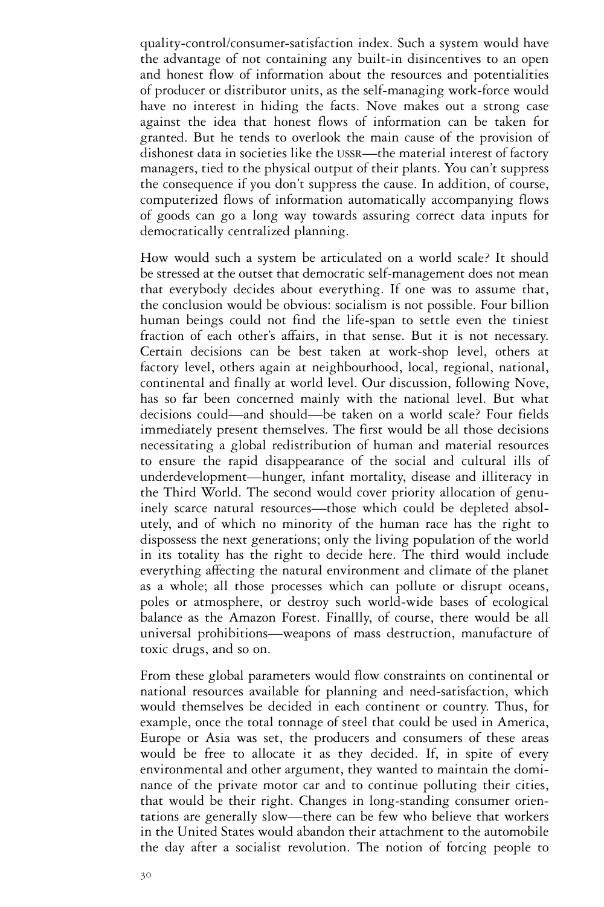quality-control/consumer-satisfaction index. Such a system would have the advantage of not containing any built-in disincentives to an open and honest flow of information about the resources and potentialities of producer or distributor units, as the self-managing work-force would have no interest in hiding the facts. Nove makes out a strong case against the idea that honest flows of information can be taken for granted. But he tends to overlook the main cause of the provision of dishonest data in societies like the USSR—the material interest of factory managers, tied to the physical output of their plants. You can't suppress the consequence if you don't suppress the cause. In addition, of course, computerized flows of information automatically accompanying flows of goods can go a long way towards assuring correct data inputs for democratically centralized planning.

How would such a system be articulated on a world scale? It should be stressed at the outset that democratic self-management does not mean that everybody decides about everything. If one was to assume that, the conclusion would be obvious: socialism is not possible. Four billion human beings could not find the life-span to settle even the tiniest fraction of each other's affairs, in that sense. But it is not necessary. Certain decisions can be best taken at work-shop level, others at factory level, others again at neighbourhood, local, regional, national, continental and finally at world level. Our discussion, following Nove, has so far been concerned mainly with the national level. But what decisions could—and should—be taken on a world scale? Four fields immediately present themselves. The first would be all those decisions necessitating a global redistribution of human and material resources to ensure the rapid disappearance of the social and cultural ills of underdevelopment—hunger, infant mortality, disease and illiteracy in the Third World. The second would cover priority allocation of genuinely scarce natural resources—those which could be depleted absolutely, and of which no minority of the human race has the right to dispossess the next generations; only the living population of the world in its totality has the right to decide here. The third would include everything affecting the natural environment and climate of the planet as a whole; all those processes which can pollute or disrupt oceans, poles or atmosphere, or destroy such world-wide bases of ecological balance as the Amazon Forest. Finallly, of course, there would be all universal prohibitions—weapons of mass destruction, manufacture of toxic drugs, and so on.

From these global parameters would flow constraints on continental or national resources available for planning and need-satisfaction, which would themselves be decided in each continent or country. Thus, for example, once the total tonnage of steel that could be used in America, Europe or Asia was set, the producers and consumers of these areas would be free to allocate it as they decided. If, in spite of every environmental and other argument, they wanted to maintain the dominance of the private motor car and to continue polluting their cities, that would be their right. Changes in long-standing consumer orientations are generally slow—there can be few who believe that workers in the United States would abandon their attachment to the automobile the day after a socialist revolution. The notion of forcing people to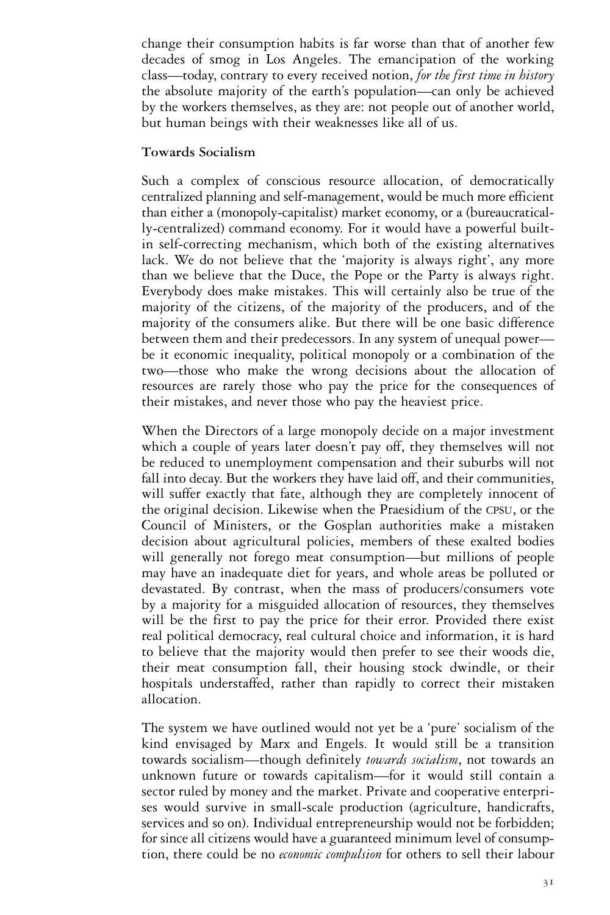change their consumption habits is far worse than that of another few decades of smog in Los Angeles. The emancipation of the working class—today, contrary to every received notion, *for the first time in history* the absolute majority of the earth's population—can only be achieved by the workers themselves, as they are: not people out of another world, but human beings with their weaknesses like all of us.

**Towards Socialism**

Such a complex of conscious resource allocation, of democratically centralized planning and self-management, would be much more efficient than either a (monopoly-capitalist) market economy, or a (bureaucratically-centralized) command economy. For it would have a powerful built-in self-correcting mechanism, which both of the existing alternatives lack. We do not believe that the 'majority is always right', any more than we believe that the Duce, the Pope or the Party is always right. Everybody does make mistakes. This will certainly also be true of the majority of the citizens, of the majority of the producers, and of the majority of the consumers alike. But there will be one basic difference between them and their predecessors. In any system of unequal power—be it economic inequality, political monopoly or a combination of the two—those who make the wrong decisions about the allocation of resources are rarely those who pay the price for the consequences of their mistakes, and never those who pay the heaviest price.

When the Directors of a large monopoly decide on a major investment which a couple of years later doesn't pay off, they themselves will not be reduced to unemployment compensation and their suburbs will not fall into decay. But the workers they have laid off, and their communities, will suffer exactly that fate, although they are completely innocent of the original decision. Likewise when the Praesidium of the CPSU, or the Council of Ministers, or the Gosplan authorities make a mistaken decision about agricultural policies, members of these exalted bodies will generally not forego meat consumption—but millions of people may have an inadequate diet for years, and whole areas be polluted or devastated. By contrast, when the mass of producers/consumers vote by a majority for a misguided allocation of resources, they themselves will be the first to pay the price for their error. Provided there exist real political democracy, real cultural choice and information, it is hard to believe that the majority would then prefer to see their woods die, their meat consumption fall, their housing stock dwindle, or their hospitals understaffed, rather than rapidly to correct their mistaken allocation.

The system we have outlined would not yet be a 'pure' socialism of the kind envisaged by Marx and Engels. It would still be a transition towards socialism—though definitely *towards socialism*, not towards an unknown future or towards capitalism—for it would still contain a sector ruled by money and the market. Private and cooperative enterprises would survive in small-scale production (agriculture, handicrafts, services and so on). Individual entrepreneurship would not be forbidden; for since all citizens would have a guaranteed minimum level of consumption, there could be no *economic compulsion* for others to sell their labour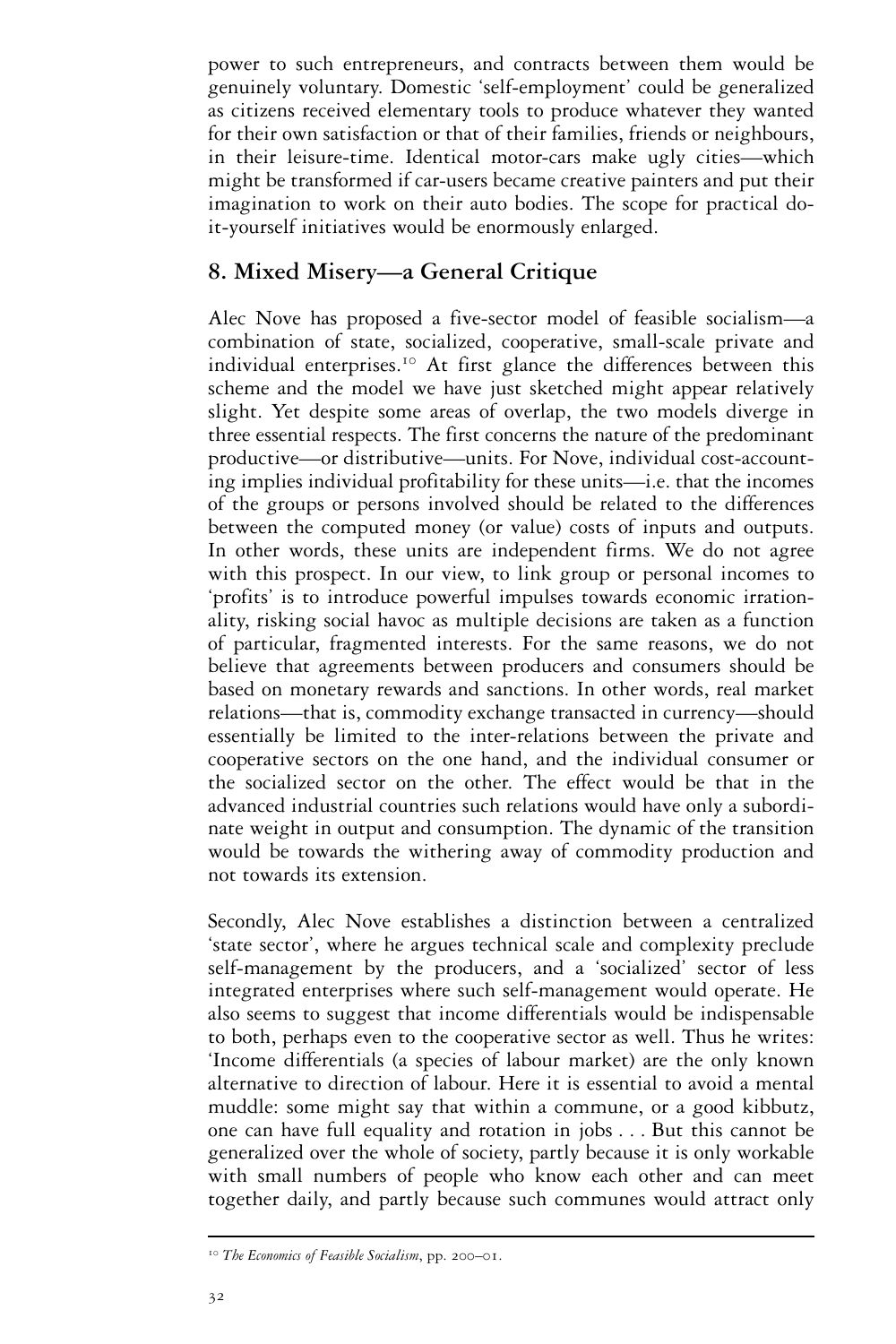power to such entrepreneurs, and contracts between them would be genuinely voluntary. Domestic 'self-employment' could be generalized as citizens received elementary tools to produce whatever they wanted for their own satisfaction or that of their families, friends or neighbours, in their leisure-time. Identical motor-cars make ugly cities—which might be transformed if car-users became creative painters and put their imagination to work on their auto bodies. The scope for practical do-it-yourself initiatives would be enormously enlarged.

## 8. Mixed Misery—a General Critique

Alec Nove has proposed a five-sector model of feasible socialism—a combination of state, socialized, cooperative, small-scale private and individual enterprises.[10] At first glance the differences between this scheme and the model we have just sketched might appear relatively slight. Yet despite some areas of overlap, the two models diverge in three essential respects. The first concerns the nature of the predominant productive—or distributive—units. For Nove, individual cost-accounting implies individual profitability for these units—i.e. that the incomes of the groups or persons involved should be related to the differences between the computed money (or value) costs of inputs and outputs. In other words, these units are independent firms. We do not agree with this prospect. In our view, to link group or personal incomes to 'profits' is to introduce powerful impulses towards economic irrationality, risking social havoc as multiple decisions are taken as a function of particular, fragmented interests. For the same reasons, we do not believe that agreements between producers and consumers should be based on monetary rewards and sanctions. In other words, real market relations—that is, commodity exchange transacted in currency—should essentially be limited to the inter-relations between the private and cooperative sectors on the one hand, and the individual consumer or the socialized sector on the other. The effect would be that in the advanced industrial countries such relations would have only a subordinate weight in output and consumption. The dynamic of the transition would be towards the withering away of commodity production and not towards its extension.

Secondly, Alec Nove establishes a distinction between a centralized 'state sector', where he argues technical scale and complexity preclude self-management by the producers, and a 'socialized' sector of less integrated enterprises where such self-management would operate. He also seems to suggest that income differentials would be indispensable to both, perhaps even to the cooperative sector as well. Thus he writes: 'Income differentials (a species of labour market) are the only known alternative to direction of labour. Here it is essential to avoid a mental muddle: some might say that within a commune, or a good kibbutz, one can have full equality and rotation in jobs . . . But this cannot be generalized over the whole of society, partly because it is only workable with small numbers of people who know each other and can meet together daily, and partly because such communes would attract only

---

[10] *The Economics of Feasible Socialism*, pp. 200–01.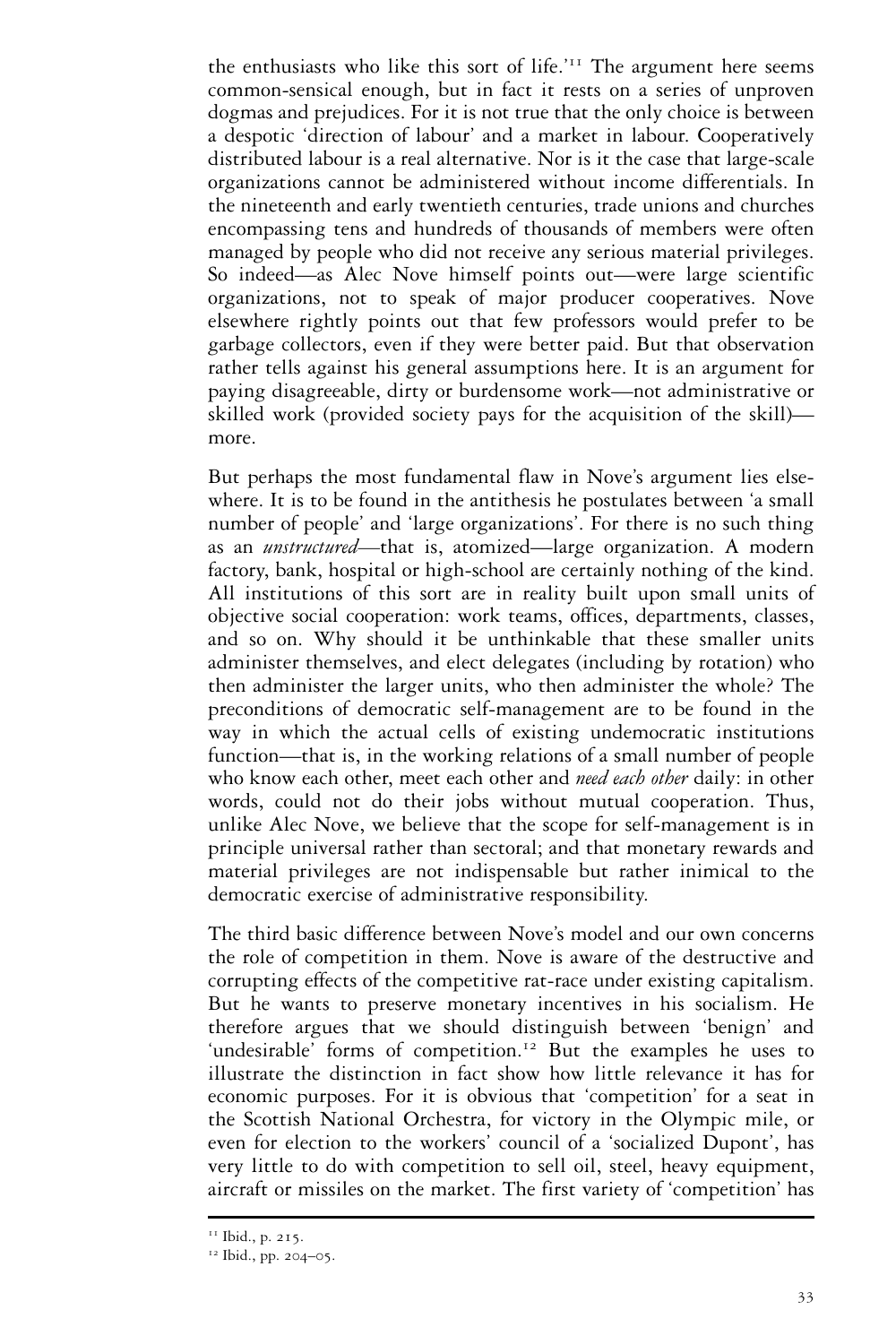the enthusiasts who like this sort of life.'[11] The argument here seems common-sensical enough, but in fact it rests on a series of unproven dogmas and prejudices. For it is not true that the only choice is between a despotic 'direction of labour' and a market in labour. Cooperatively distributed labour is a real alternative. Nor is it the case that large-scale organizations cannot be administered without income differentials. In the nineteenth and early twentieth centuries, trade unions and churches encompassing tens and hundreds of thousands of members were often managed by people who did not receive any serious material privileges. So indeed—as Alec Nove himself points out—were large scientific organizations, not to speak of major producer cooperatives. Nove elsewhere rightly points out that few professors would prefer to be garbage collectors, even if they were better paid. But that observation rather tells against his general assumptions here. It is an argument for paying disagreeable, dirty or burdensome work—not administrative or skilled work (provided society pays for the acquisition of the skill)—more.

But perhaps the most fundamental flaw in Nove's argument lies elsewhere. It is to be found in the antithesis he postulates between 'a small number of people' and 'large organizations'. For there is no such thing as an *unstructured*—that is, atomized—large organization. A modern factory, bank, hospital or high-school are certainly nothing of the kind. All institutions of this sort are in reality built upon small units of objective social cooperation: work teams, offices, departments, classes, and so on. Why should it be unthinkable that these smaller units administer themselves, and elect delegates (including by rotation) who then administer the larger units, who then administer the whole? The preconditions of democratic self-management are to be found in the way in which the actual cells of existing undemocratic institutions function—that is, in the working relations of a small number of people who know each other, meet each other and *need each other* daily: in other words, could not do their jobs without mutual cooperation. Thus, unlike Alec Nove, we believe that the scope for self-management is in principle universal rather than sectoral; and that monetary rewards and material privileges are not indispensable but rather inimical to the democratic exercise of administrative responsibility.

The third basic difference between Nove's model and our own concerns the role of competition in them. Nove is aware of the destructive and corrupting effects of the competitive rat-race under existing capitalism. But he wants to preserve monetary incentives in his socialism. He therefore argues that we should distinguish between 'benign' and 'undesirable' forms of competition.[12] But the examples he uses to illustrate the distinction in fact show how little relevance it has for economic purposes. For it is obvious that 'competition' for a seat in the Scottish National Orchestra, for victory in the Olympic mile, or even for election to the workers' council of a 'socialized Dupont', has very little to do with competition to sell oil, steel, heavy equipment, aircraft or missiles on the market. The first variety of 'competition' has

---

[11] Ibid., p. 215.

[12] Ibid., pp. 204–05.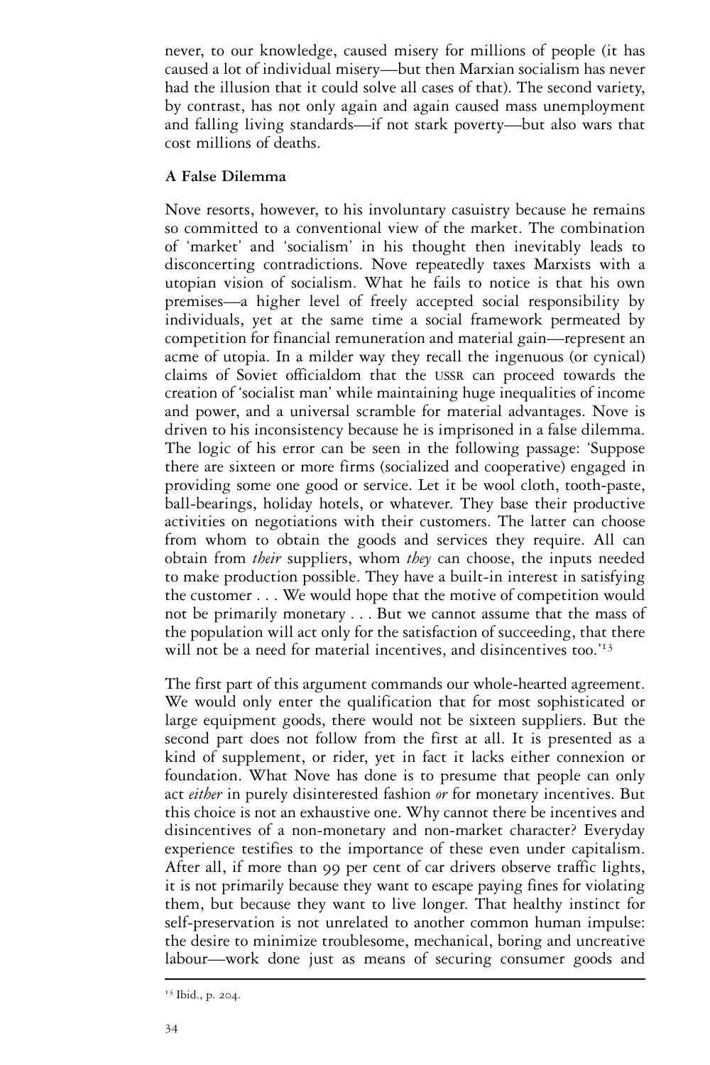never, to our knowledge, caused misery for millions of people (it has caused a lot of individual misery—but then Marxian socialism has never had the illusion that it could solve all cases of that). The second variety, by contrast, has not only again and again caused mass unemployment and falling living standards—if not stark poverty—but also wars that cost millions of deaths.

**A False Dilemma**

Nove resorts, however, to his involuntary casuistry because he remains so committed to a conventional view of the market. The combination of 'market' and 'socialism' in his thought then inevitably leads to disconcerting contradictions. Nove repeatedly taxes Marxists with a utopian vision of socialism. What he fails to notice is that his own premises—a higher level of freely accepted social responsibility by individuals, yet at the same time a social framework permeated by competition for financial remuneration and material gain—represent an acme of utopia. In a milder way they recall the ingenuous (or cynical) claims of Soviet officialdom that the USSR can proceed towards the creation of 'socialist man' while maintaining huge inequalities of income and power, and a universal scramble for material advantages. Nove is driven to his inconsistency because he is imprisoned in a false dilemma. The logic of his error can be seen in the following passage: 'Suppose there are sixteen or more firms (socialized and cooperative) engaged in providing some one good or service. Let it be wool cloth, tooth-paste, ball-bearings, holiday hotels, or whatever. They base their productive activities on negotiations with their customers. The latter can choose from whom to obtain the goods and services they require. All can obtain from *their* suppliers, whom *they* can choose, the inputs needed to make production possible. They have a built-in interest in satisfying the customer . . . We would hope that the motive of competition would not be primarily monetary . . . But we cannot assume that the mass of the population will act only for the satisfaction of succeeding, that there will not be a need for material incentives, and disincentives too.'[13]

The first part of this argument commands our whole-hearted agreement. We would only enter the qualification that for most sophisticated or large equipment goods, there would not be sixteen suppliers. But the second part does not follow from the first at all. It is presented as a kind of supplement, or rider, yet in fact it lacks either connexion or foundation. What Nove has done is to presume that people can only act *either* in purely disinterested fashion *or* for monetary incentives. But this choice is not an exhaustive one. Why cannot there be incentives and disincentives of a non-monetary and non-market character? Everyday experience testifies to the importance of these even under capitalism. After all, if more than 99 per cent of car drivers observe traffic lights, it is not primarily because they want to escape paying fines for violating them, but because they want to live longer. That healthy instinct for self-preservation is not unrelated to another common human impulse: the desire to minimize troublesome, mechanical, boring and uncreative labour—work done just as means of securing consumer goods and

[13] Ibid., p. 204.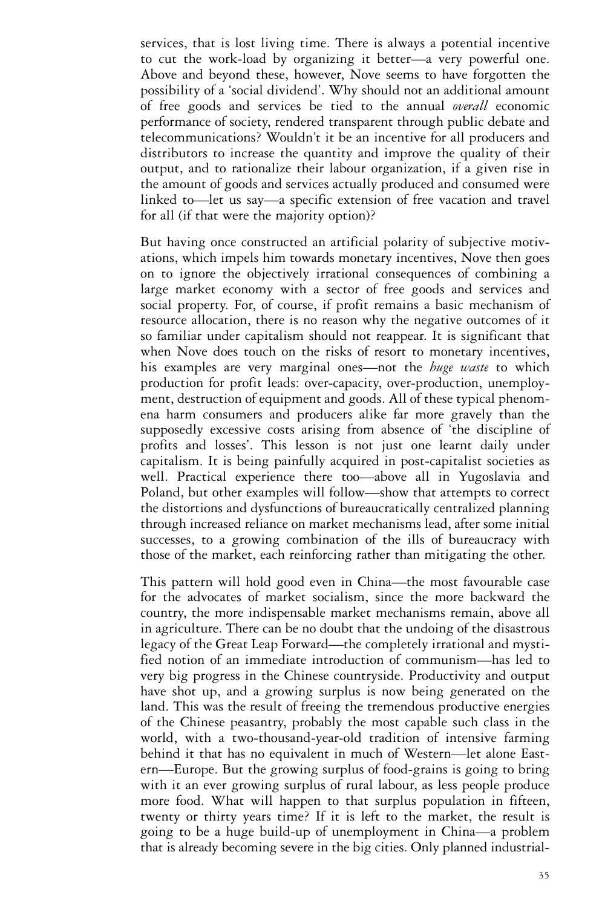services, that is lost living time. There is always a potential incentive to cut the work-load by organizing it better—a very powerful one. Above and beyond these, however, Nove seems to have forgotten the possibility of a 'social dividend'. Why should not an additional amount of free goods and services be tied to the annual *overall* economic performance of society, rendered transparent through public debate and telecommunications? Wouldn't it be an incentive for all producers and distributors to increase the quantity and improve the quality of their output, and to rationalize their labour organization, if a given rise in the amount of goods and services actually produced and consumed were linked to—let us say—a specific extension of free vacation and travel for all (if that were the majority option)?

But having once constructed an artificial polarity of subjective motivations, which impels him towards monetary incentives, Nove then goes on to ignore the objectively irrational consequences of combining a large market economy with a sector of free goods and services and social property. For, of course, if profit remains a basic mechanism of resource allocation, there is no reason why the negative outcomes of it so familiar under capitalism should not reappear. It is significant that when Nove does touch on the risks of resort to monetary incentives, his examples are very marginal ones—not the *huge waste* to which production for profit leads: over-capacity, over-production, unemployment, destruction of equipment and goods. All of these typical phenomena harm consumers and producers alike far more gravely than the supposedly excessive costs arising from absence of 'the discipline of profits and losses'. This lesson is not just one learnt daily under capitalism. It is being painfully acquired in post-capitalist societies as well. Practical experience there too—above all in Yugoslavia and Poland, but other examples will follow—show that attempts to correct the distortions and dysfunctions of bureaucratically centralized planning through increased reliance on market mechanisms lead, after some initial successes, to a growing combination of the ills of bureaucracy with those of the market, each reinforcing rather than mitigating the other.

This pattern will hold good even in China—the most favourable case for the advocates of market socialism, since the more backward the country, the more indispensable market mechanisms remain, above all in agriculture. There can be no doubt that the undoing of the disastrous legacy of the Great Leap Forward—the completely irrational and mystified notion of an immediate introduction of communism—has led to very big progress in the Chinese countryside. Productivity and output have shot up, and a growing surplus is now being generated on the land. This was the result of freeing the tremendous productive energies of the Chinese peasantry, probably the most capable such class in the world, with a two-thousand-year-old tradition of intensive farming behind it that has no equivalent in much of Western—let alone Eastern—Europe. But the growing surplus of food-grains is going to bring with it an ever growing surplus of rural labour, as less people produce more food. What will happen to that surplus population in fifteen, twenty or thirty years time? If it is left to the market, the result is going to be a huge build-up of unemployment in China—a problem that is already becoming severe in the big cities. Only planned industrial-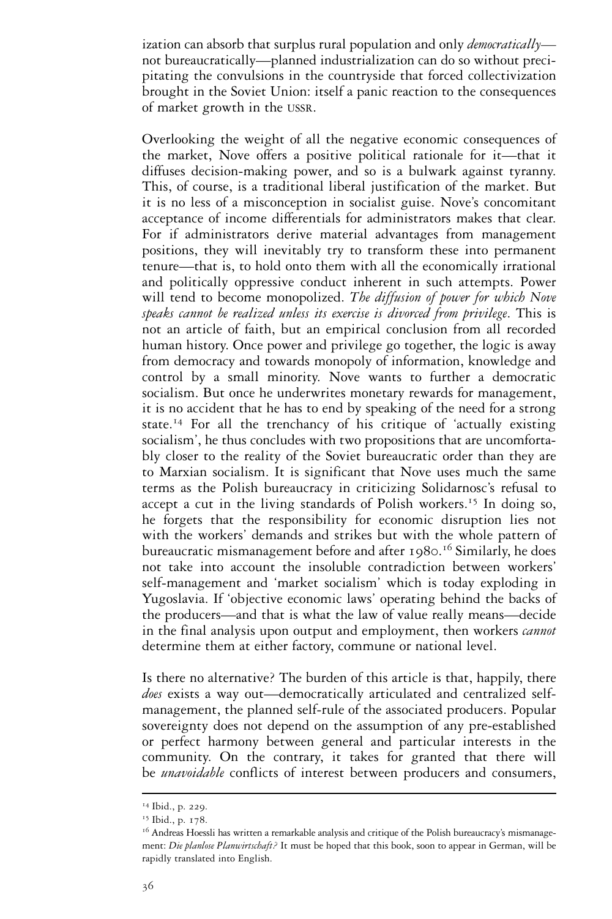ization can absorb that surplus rural population and only *democratically*—not bureaucratically—planned industrialization can do so without precipitating the convulsions in the countryside that forced collectivization brought in the Soviet Union: itself a panic reaction to the consequences of market growth in the USSR.

Overlooking the weight of all the negative economic consequences of the market, Nove offers a positive political rationale for it—that it diffuses decision-making power, and so is a bulwark against tyranny. This, of course, is a traditional liberal justification of the market. But it is no less of a misconception in socialist guise. Nove's concomitant acceptance of income differentials for administrators makes that clear. For if administrators derive material advantages from management positions, they will inevitably try to transform these into permanent tenure—that is, to hold onto them with all the economically irrational and politically oppressive conduct inherent in such attempts. Power will tend to become monopolized. *The diffusion of power for which Nove speaks cannot be realized unless its exercise is divorced from privilege.* This is not an article of faith, but an empirical conclusion from all recorded human history. Once power and privilege go together, the logic is away from democracy and towards monopoly of information, knowledge and control by a small minority. Nove wants to further a democratic socialism. But once he underwrites monetary rewards for management, it is no accident that he has to end by speaking of the need for a strong state.[14] For all the trenchancy of his critique of 'actually existing socialism', he thus concludes with two propositions that are uncomfortably closer to the reality of the Soviet bureaucratic order than they are to Marxian socialism. It is significant that Nove uses much the same terms as the Polish bureaucracy in criticizing Solidarnosc's refusal to accept a cut in the living standards of Polish workers.[15] In doing so, he forgets that the responsibility for economic disruption lies not with the workers' demands and strikes but with the whole pattern of bureaucratic mismanagement before and after 1980.[16] Similarly, he does not take into account the insoluble contradiction between workers' self-management and 'market socialism' which is today exploding in Yugoslavia. If 'objective economic laws' operating behind the backs of the producers—and that is what the law of value really means—decide in the final analysis upon output and employment, then workers *cannot* determine them at either factory, commune or national level.

Is there no alternative? The burden of this article is that, happily, there *does* exists a way out—democratically articulated and centralized self-management, the planned self-rule of the associated producers. Popular sovereignty does not depend on the assumption of any pre-established or perfect harmony between general and particular interests in the community. On the contrary, it takes for granted that there will be *unavoidable* conflicts of interest between producers and consumers,

---

[14] Ibid., p. 229.

[15] Ibid., p. 178.

[16] Andreas Hoessli has written a remarkable analysis and critique of the Polish bureaucracy's mismanagement: *Die planlose Planwirtschaft?* It must be hoped that this book, soon to appear in German, will be rapidly translated into English.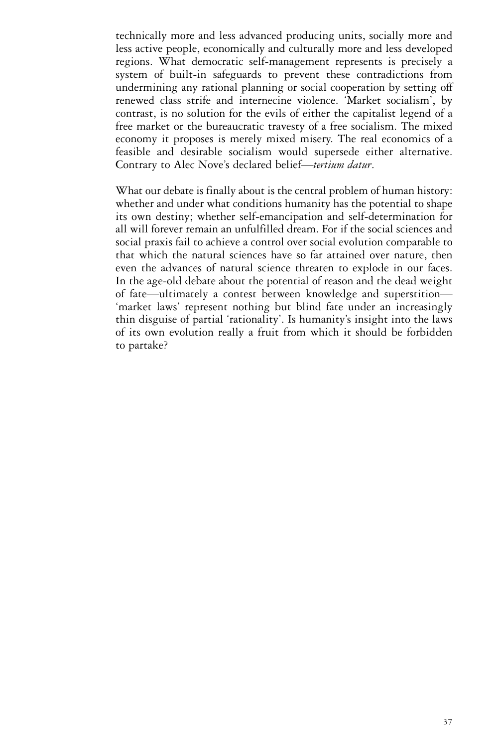technically more and less advanced producing units, socially more and less active people, economically and culturally more and less developed regions. What democratic self-management represents is precisely a system of built-in safeguards to prevent these contradictions from undermining any rational planning or social cooperation by setting off renewed class strife and internecine violence. 'Market socialism', by contrast, is no solution for the evils of either the capitalist legend of a free market or the bureaucratic travesty of a free socialism. The mixed economy it proposes is merely mixed misery. The real economics of a feasible and desirable socialism would supersede either alternative. Contrary to Alec Nove's declared belief—*tertium datur*.

What our debate is finally about is the central problem of human history: whether and under what conditions humanity has the potential to shape its own destiny; whether self-emancipation and self-determination for all will forever remain an unfulfilled dream. For if the social sciences and social praxis fail to achieve a control over social evolution comparable to that which the natural sciences have so far attained over nature, then even the advances of natural science threaten to explode in our faces. In the age-old debate about the potential of reason and the dead weight of fate—ultimately a contest between knowledge and superstition—'market laws' represent nothing but blind fate under an increasingly thin disguise of partial 'rationality'. Is humanity's insight into the laws of its own evolution really a fruit from which it should be forbidden to partake?